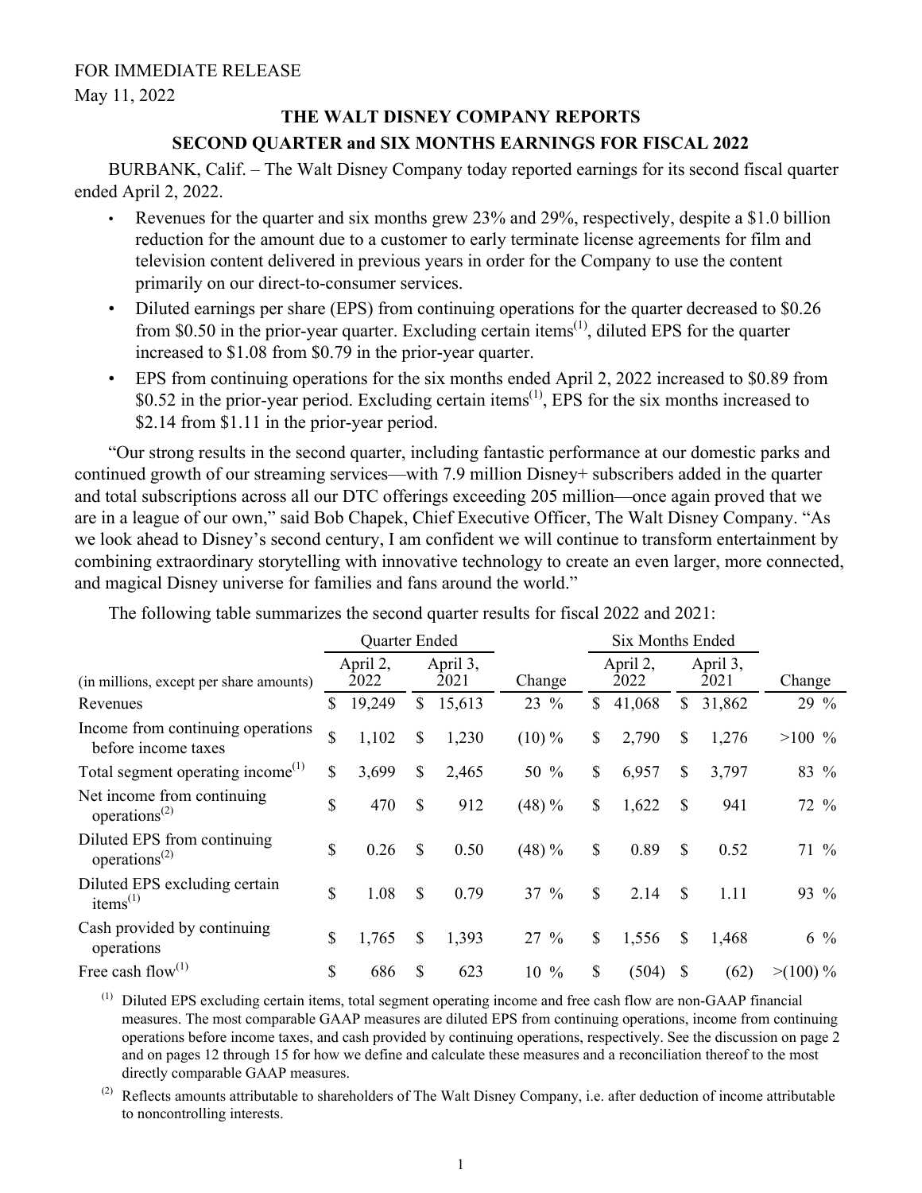FOR IMMEDIATE RELEASE

May 11, 2022

## THE WALT DISNEY COMPANY REPORTS

## SECOND QUARTER and SIX MONTHS EARNINGS FOR FISCAL 2022

BURBANK, Calif. – The Walt Disney Company today reported earnings for its second fiscal quarter ended April 2, 2022.

- Revenues for the quarter and six months grew 23% and 29%, respectively, despite a $1.0 billion reduction for the amount due to a customer to early terminate license agreements for film and television content delivered in previous years in order for the Company to use the content primarily on our direct-to-consumer services.
- Diluted earnings per share (EPS) from continuing operations for the quarter decreased to $0.26 from $0.50 in the prior-year quarter. Excluding certain items[(1)], diluted EPS for the quarter increased to $1.08 from $0.79 in the prior-year quarter.
- EPS from continuing operations for the six months ended April 2, 2022 increased to $0.89 from $0.52 in the prior-year period. Excluding certain items[(1)], EPS for the six months increased to $2.14 from $1.11 in the prior-year period.

"Our strong results in the second quarter, including fantastic performance at our domestic parks and continued growth of our streaming services—with 7.9 million Disney+ subscribers added in the quarter and total subscriptions across all our DTC offerings exceeding 205 million—once again proved that we are in a league of our own," said Bob Chapek, Chief Executive Officer, The Walt Disney Company. "As we look ahead to Disney's second century, I am confident we will continue to transform entertainment by combining extraordinary storytelling with innovative technology to create an even larger, more connected, and magical Disney universe for families and fans around the world."

The following table summarizes the second quarter results for fiscal 2022 and 2021:

| | Quarter Ended | | | Six Months Ended | | |
|---|---|---|---|---|---|---|
| (in millions, except per share amounts) | April 2, 2022 | April 3, 2021 | Change | April 2, 2022 | April 3, 2021 | Change |
| Revenues | $ 19,249 | $ 15,613 | 23 % | $ 41,068 | $ 31,862 | 29 % |
| Income from continuing operations before income taxes | $ 1,102 | $ 1,230 | (10) % | $ 2,790 | $ 1,276 | >100 % |
| Total segment operating income[(1)] | $ 3,699 | $ 2,465 | 50 % | $ 6,957 | $ 3,797 | 83 % |
| Net income from continuing operations[(2)] | $ 470 | $ 912 | (48) % | $ 1,622 | $ 941 | 72 % |
| Diluted EPS from continuing operations[(2)] | $ 0.26 | $ 0.50 | (48) % | $ 0.89 | $ 0.52 | 71 % |
| Diluted EPS excluding certain items[(1)] | $ 1.08 | $ 0.79 | 37 % | $ 2.14 | $ 1.11 | 93 % |
| Cash provided by continuing operations | $ 1,765 | $ 1,393 | 27 % | $ 1,556 | $ 1,468 | 6 % |
| Free cash flow[(1)] | $ 686 | $ 623 | 10 % | $ (504) | $ (62) | >(100) % |

[(1)] Diluted EPS excluding certain items, total segment operating income and free cash flow are non-GAAP financial measures. The most comparable GAAP measures are diluted EPS from continuing operations, income from continuing operations before income taxes, and cash provided by continuing operations, respectively. See the discussion on page 2 and on pages 12 through 15 for how we define and calculate these measures and a reconciliation thereof to the most directly comparable GAAP measures.

[(2)] Reflects amounts attributable to shareholders of The Walt Disney Company, i.e. after deduction of income attributable to noncontrolling interests.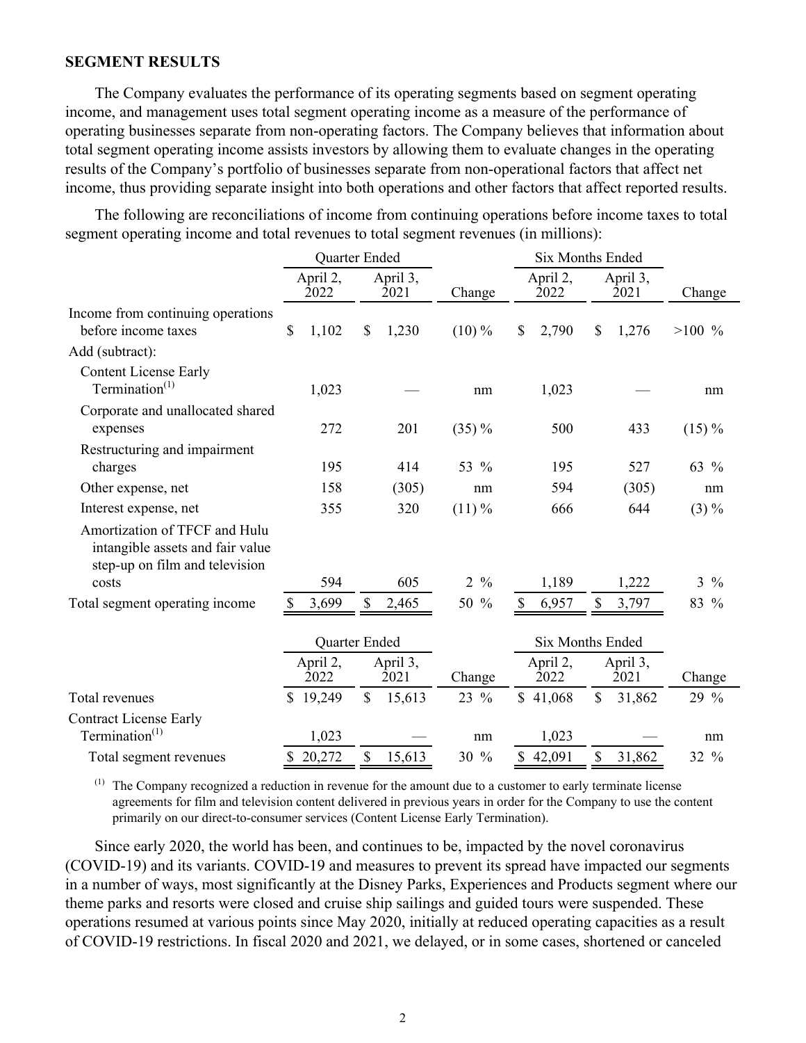**SEGMENT RESULTS**

The Company evaluates the performance of its operating segments based on segment operating income, and management uses total segment operating income as a measure of the performance of operating businesses separate from non-operating factors. The Company believes that information about total segment operating income assists investors by allowing them to evaluate changes in the operating results of the Company's portfolio of businesses separate from non-operational factors that affect net income, thus providing separate insight into both operations and other factors that affect reported results.

The following are reconciliations of income from continuing operations before income taxes to total segment operating income and total revenues to total segment revenues (in millions):

| | Quarter Ended | | | Six Months Ended | | |
|---|---|---|---|---|---|---|
| | April 2, 2022 | April 3, 2021 | Change | April 2, 2022 | April 3, 2021 | Change |
| Income from continuing operations before income taxes | $ 1,102 | $ 1,230 | (10) % | $ 2,790 | $ 1,276 | >100 % |
| Add (subtract): | | | | | | |
| Content License Early Termination[(1)] | 1,023 | — | nm | 1,023 | — | nm |
| Corporate and unallocated shared expenses | 272 | 201 | (35) % | 500 | 433 | (15) % |
| Restructuring and impairment charges | 195 | 414 | 53 % | 195 | 527 | 63 % |
| Other expense, net | 158 | (305) | nm | 594 | (305) | nm |
| Interest expense, net | 355 | 320 | (11) % | 666 | 644 | (3) % |
| Amortization of TFCF and Hulu intangible assets and fair value step-up on film and television costs | 594 | 605 | 2 % | 1,189 | 1,222 | 3 % |
| Total segment operating income | $ 3,699 | $ 2,465 | 50 % | $ 6,957 | $ 3,797 | 83 % |

| | Quarter Ended | | | Six Months Ended | | |
|---|---|---|---|---|---|---|
| | April 2, 2022 | April 3, 2021 | Change | April 2, 2022 | April 3, 2021 | Change |
| Total revenues | $ 19,249 | $ 15,613 | 23 % | $ 41,068 | $ 31,862 | 29 % |
| Contract License Early Termination[(1)] | 1,023 | — | nm | 1,023 | — | nm |
| Total segment revenues | $ 20,272 | $ 15,613 | 30 % | $ 42,091 | $ 31,862 | 32 % |

[(1)] The Company recognized a reduction in revenue for the amount due to a customer to early terminate license agreements for film and television content delivered in previous years in order for the Company to use the content primarily on our direct-to-consumer services (Content License Early Termination).

Since early 2020, the world has been, and continues to be, impacted by the novel coronavirus (COVID-19) and its variants. COVID-19 and measures to prevent its spread have impacted our segments in a number of ways, most significantly at the Disney Parks, Experiences and Products segment where our theme parks and resorts were closed and cruise ship sailings and guided tours were suspended. These operations resumed at various points since May 2020, initially at reduced operating capacities as a result of COVID-19 restrictions. In fiscal 2020 and 2021, we delayed, or in some cases, shortened or canceled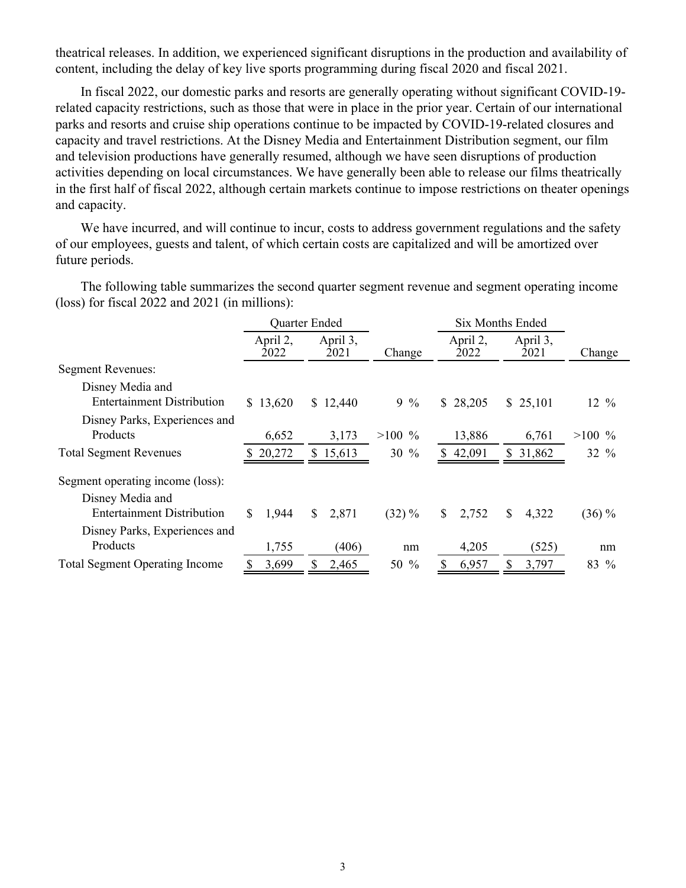theatrical releases. In addition, we experienced significant disruptions in the production and availability of content, including the delay of key live sports programming during fiscal 2020 and fiscal 2021.

In fiscal 2022, our domestic parks and resorts are generally operating without significant COVID-19-related capacity restrictions, such as those that were in place in the prior year. Certain of our international parks and resorts and cruise ship operations continue to be impacted by COVID-19-related closures and capacity and travel restrictions. At the Disney Media and Entertainment Distribution segment, our film and television productions have generally resumed, although we have seen disruptions of production activities depending on local circumstances. We have generally been able to release our films theatrically in the first half of fiscal 2022, although certain markets continue to impose restrictions on theater openings and capacity.

We have incurred, and will continue to incur, costs to address government regulations and the safety of our employees, guests and talent, of which certain costs are capitalized and will be amortized over future periods.

The following table summarizes the second quarter segment revenue and segment operating income (loss) for fiscal 2022 and 2021 (in millions):

| | Quarter Ended | | | Six Months Ended | | |
|---|---|---|---|---|---|---|
| | April 2, 2022 | April 3, 2021 | Change | April 2, 2022 | April 3, 2021 | Change |
| Segment Revenues: | | | | | | |
| Disney Media and Entertainment Distribution | $ 13,620 | $ 12,440 | 9 % | $ 28,205 | $ 25,101 | 12 % |
| Disney Parks, Experiences and Products | 6,652 | 3,173 | >100 % | 13,886 | 6,761 | >100 % |
| Total Segment Revenues | $ 20,272 | $ 15,613 | 30 % | $ 42,091 | $ 31,862 | 32 % |
| Segment operating income (loss): | | | | | | |
| Disney Media and Entertainment Distribution | $ 1,944 | $ 2,871 | (32) % | $ 2,752 | $ 4,322 | (36) % |
| Disney Parks, Experiences and Products | 1,755 | (406) | nm | 4,205 | (525) | nm |
| Total Segment Operating Income | $ 3,699 | $ 2,465 | 50 % | $ 6,957 | $ 3,797 | 83 % |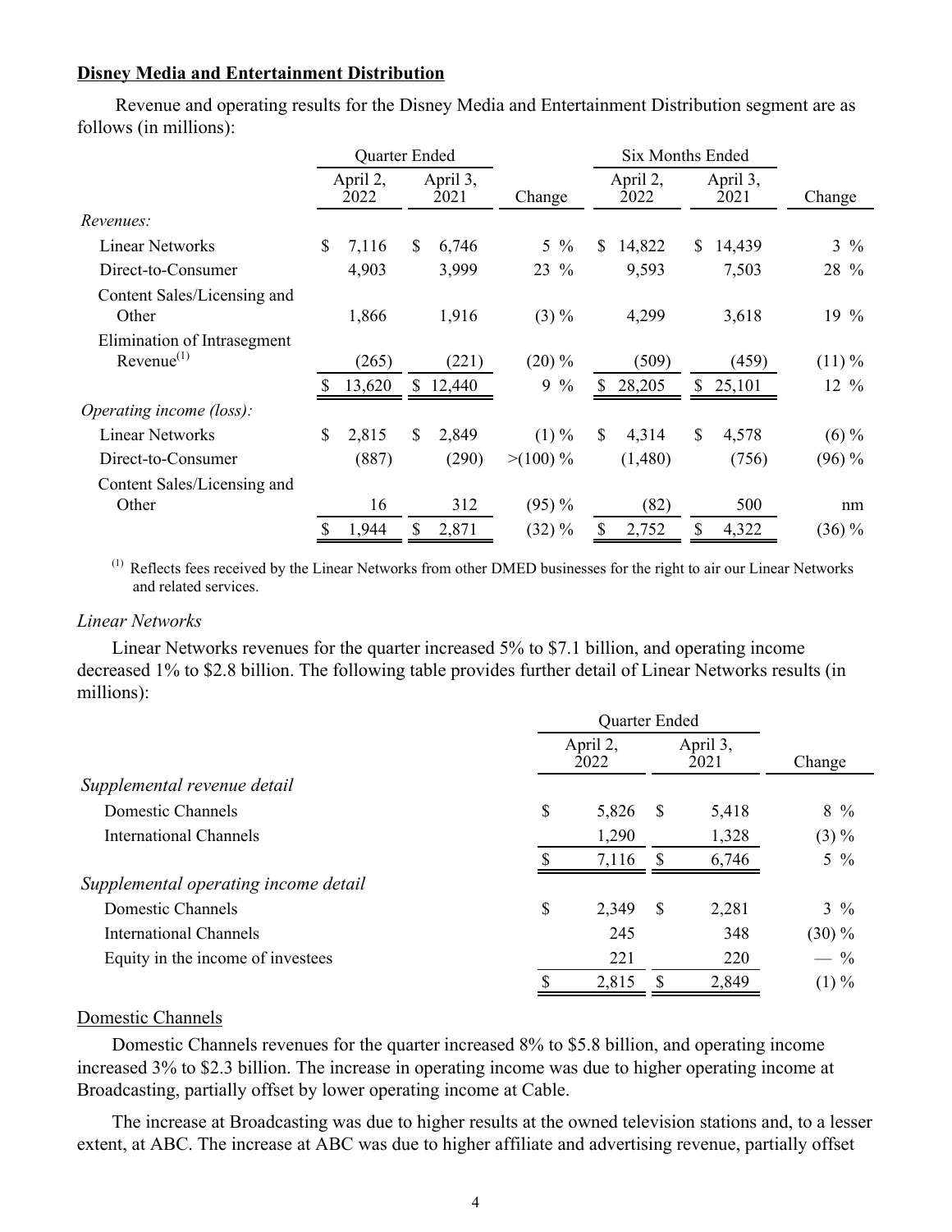**Disney Media and Entertainment Distribution**

Revenue and operating results for the Disney Media and Entertainment Distribution segment are as follows (in millions):

| | Quarter Ended | | | Six Months Ended | | |
|---|---|---|---|---|---|---|
| | April 2, 2022 | April 3, 2021 | Change | April 2, 2022 | April 3, 2021 | Change |
| *Revenues:* | | | | | | |
| Linear Networks | $ 7,116 | $ 6,746 | 5 % | $ 14,822 | $ 14,439 | 3 % |
| Direct-to-Consumer | 4,903 | 3,999 | 23 % | 9,593 | 7,503 | 28 % |
| Content Sales/Licensing and Other | 1,866 | 1,916 | (3) % | 4,299 | 3,618 | 19 % |
| Elimination of Intrasegment Revenue[1] | (265) | (221) | (20) % | (509) | (459) | (11) % |
| | $ 13,620 | $ 12,440 | 9 % | $ 28,205 | $ 25,101 | 12 % |
| *Operating income (loss):* | | | | | | |
| Linear Networks | $ 2,815 | $ 2,849 | (1) % | $ 4,314 | $ 4,578 | (6) % |
| Direct-to-Consumer | (887) | (290) | >(100) % | (1,480) | (756) | (96) % |
| Content Sales/Licensing and Other | 16 | 312 | (95) % | (82) | 500 | nm |
| | $ 1,944 | $ 2,871 | (32) % | $ 2,752 | $ 4,322 | (36) % |

[1] Reflects fees received by the Linear Networks from other DMED businesses for the right to air our Linear Networks and related services.

*Linear Networks*

Linear Networks revenues for the quarter increased 5% to $7.1 billion, and operating income decreased 1% to $2.8 billion. The following table provides further detail of Linear Networks results (in millions):

| | Quarter Ended | | |
|---|---|---|---|
| | April 2, 2022 | April 3, 2021 | Change |
| *Supplemental revenue detail* | | | |
| Domestic Channels | $ 5,826 | $ 5,418 | 8 % |
| International Channels | 1,290 | 1,328 | (3) % |
| | $ 7,116 | $ 6,746 | 5 % |
| *Supplemental operating income detail* | | | |
| Domestic Channels | $ 2,349 | $ 2,281 | 3 % |
| International Channels | 245 | 348 | (30) % |
| Equity in the income of investees | 221 | 220 | — % |
| | $ 2,815 | $ 2,849 | (1) % |

Domestic Channels

Domestic Channels revenues for the quarter increased 8% to $5.8 billion, and operating income increased 3% to $2.3 billion. The increase in operating income was due to higher operating income at Broadcasting, partially offset by lower operating income at Cable.

The increase at Broadcasting was due to higher results at the owned television stations and, to a lesser extent, at ABC. The increase at ABC was due to higher affiliate and advertising revenue, partially offset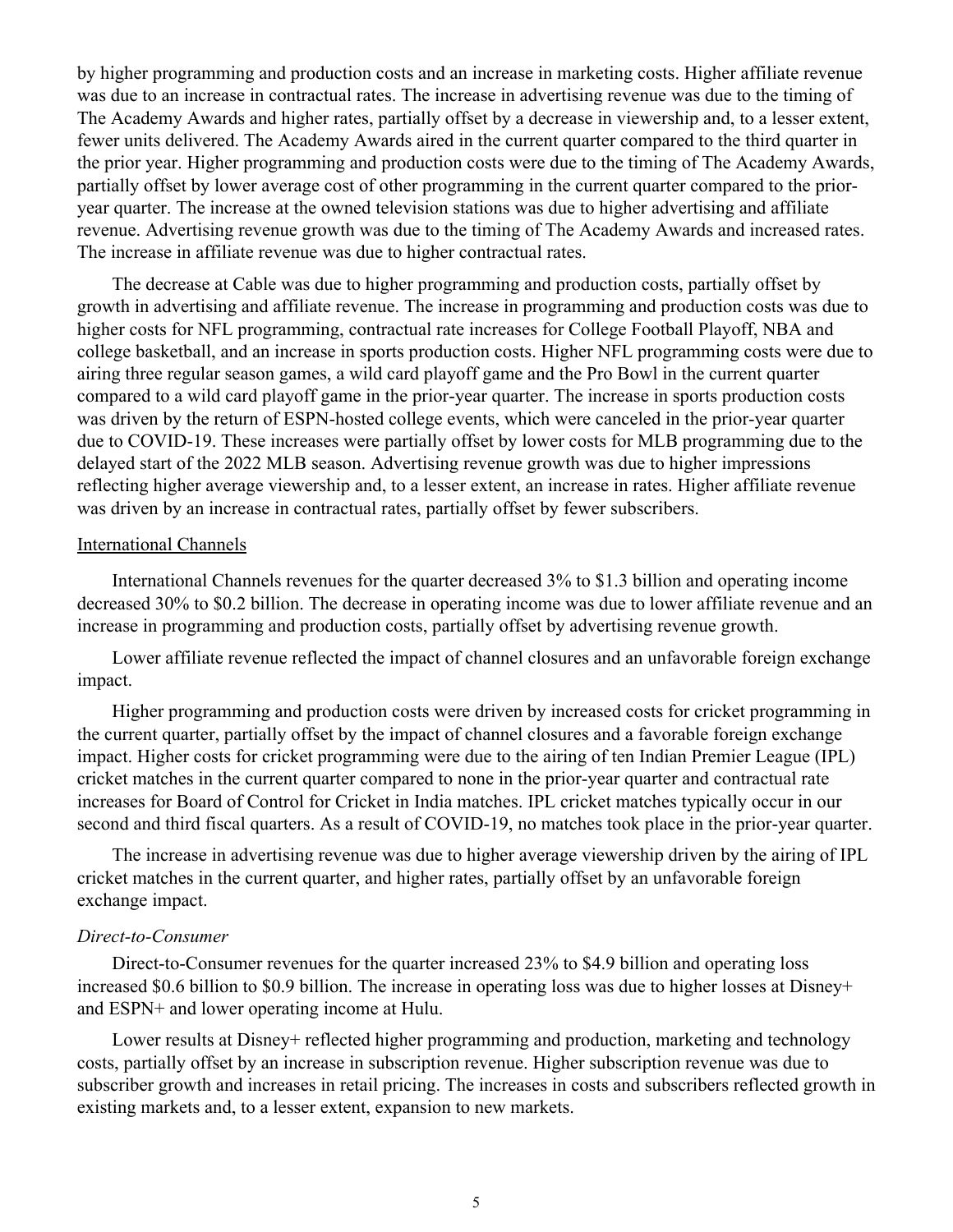by higher programming and production costs and an increase in marketing costs. Higher affiliate revenue was due to an increase in contractual rates. The increase in advertising revenue was due to the timing of The Academy Awards and higher rates, partially offset by a decrease in viewership and, to a lesser extent, fewer units delivered. The Academy Awards aired in the current quarter compared to the third quarter in the prior year. Higher programming and production costs were due to the timing of The Academy Awards, partially offset by lower average cost of other programming in the current quarter compared to the prior-year quarter. The increase at the owned television stations was due to higher advertising and affiliate revenue. Advertising revenue growth was due to the timing of The Academy Awards and increased rates. The increase in affiliate revenue was due to higher contractual rates.

The decrease at Cable was due to higher programming and production costs, partially offset by growth in advertising and affiliate revenue. The increase in programming and production costs was due to higher costs for NFL programming, contractual rate increases for College Football Playoff, NBA and college basketball, and an increase in sports production costs. Higher NFL programming costs were due to airing three regular season games, a wild card playoff game and the Pro Bowl in the current quarter compared to a wild card playoff game in the prior-year quarter. The increase in sports production costs was driven by the return of ESPN-hosted college events, which were canceled in the prior-year quarter due to COVID-19. These increases were partially offset by lower costs for MLB programming due to the delayed start of the 2022 MLB season. Advertising revenue growth was due to higher impressions reflecting higher average viewership and, to a lesser extent, an increase in rates. Higher affiliate revenue was driven by an increase in contractual rates, partially offset by fewer subscribers.

International Channels

International Channels revenues for the quarter decreased 3% to $1.3 billion and operating income decreased 30% to $0.2 billion. The decrease in operating income was due to lower affiliate revenue and an increase in programming and production costs, partially offset by advertising revenue growth.

Lower affiliate revenue reflected the impact of channel closures and an unfavorable foreign exchange impact.

Higher programming and production costs were driven by increased costs for cricket programming in the current quarter, partially offset by the impact of channel closures and a favorable foreign exchange impact. Higher costs for cricket programming were due to the airing of ten Indian Premier League (IPL) cricket matches in the current quarter compared to none in the prior-year quarter and contractual rate increases for Board of Control for Cricket in India matches. IPL cricket matches typically occur in our second and third fiscal quarters. As a result of COVID-19, no matches took place in the prior-year quarter.

The increase in advertising revenue was due to higher average viewership driven by the airing of IPL cricket matches in the current quarter, and higher rates, partially offset by an unfavorable foreign exchange impact.

*Direct-to-Consumer*

Direct-to-Consumer revenues for the quarter increased 23% to $4.9 billion and operating loss increased $0.6 billion to $0.9 billion. The increase in operating loss was due to higher losses at Disney+ and ESPN+ and lower operating income at Hulu.

Lower results at Disney+ reflected higher programming and production, marketing and technology costs, partially offset by an increase in subscription revenue. Higher subscription revenue was due to subscriber growth and increases in retail pricing. The increases in costs and subscribers reflected growth in existing markets and, to a lesser extent, expansion to new markets.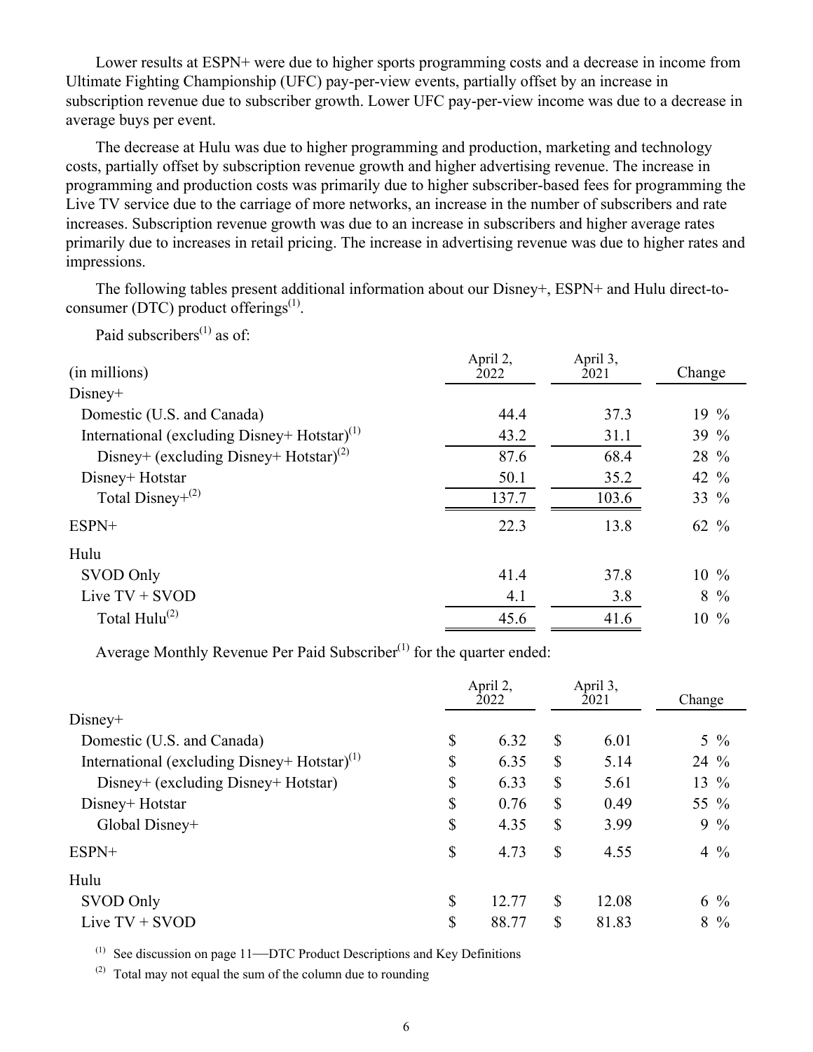Lower results at ESPN+ were due to higher sports programming costs and a decrease in income from Ultimate Fighting Championship (UFC) pay-per-view events, partially offset by an increase in subscription revenue due to subscriber growth. Lower UFC pay-per-view income was due to a decrease in average buys per event.

The decrease at Hulu was due to higher programming and production, marketing and technology costs, partially offset by subscription revenue growth and higher advertising revenue. The increase in programming and production costs was primarily due to higher subscriber-based fees for programming the Live TV service due to the carriage of more networks, an increase in the number of subscribers and rate increases. Subscription revenue growth was due to an increase in subscribers and higher average rates primarily due to increases in retail pricing. The increase in advertising revenue was due to higher rates and impressions.

The following tables present additional information about our Disney+, ESPN+ and Hulu direct-to-consumer (DTC) product offerings[1].

Paid subscribers[1] as of:

| (in millions) | April 2, 2022 | April 3, 2021 | Change |
|---|---|---|---|
| Disney+ | | | |
| Domestic (U.S. and Canada) | 44.4 | 37.3 | 19 % |
| International (excluding Disney+ Hotstar)[1] | 43.2 | 31.1 | 39 % |
| Disney+ (excluding Disney+ Hotstar)[2] | 87.6 | 68.4 | 28 % |
| Disney+ Hotstar | 50.1 | 35.2 | 42 % |
| Total Disney+[2] | 137.7 | 103.6 | 33 % |
| ESPN+ | 22.3 | 13.8 | 62 % |
| Hulu | | | |
| SVOD Only | 41.4 | 37.8 | 10 % |
| Live TV + SVOD | 4.1 | 3.8 | 8 % |
| Total Hulu[2] | 45.6 | 41.6 | 10 % |

Average Monthly Revenue Per Paid Subscriber[1] for the quarter ended:

| | April 2, 2022 | April 3, 2021 | Change |
|---|---|---|---|
| Disney+ | | | |
| Domestic (U.S. and Canada) | $ 6.32 | $ 6.01 | 5 % |
| International (excluding Disney+ Hotstar)[1] | $ 6.35 | $ 5.14 | 24 % |
| Disney+ (excluding Disney+ Hotstar) | $ 6.33 | $ 5.61 | 13 % |
| Disney+ Hotstar | $ 0.76 | $ 0.49 | 55 % |
| Global Disney+ | $ 4.35 | $ 3.99 | 9 % |
| ESPN+ | $ 4.73 | $ 4.55 | 4 % |
| Hulu | | | |
| SVOD Only | $ 12.77 | $ 12.08 | 6 % |
| Live TV + SVOD | $ 88.77 | $ 81.83 | 8 % |

[1] See discussion on page 11—DTC Product Descriptions and Key Definitions

[2] Total may not equal the sum of the column due to rounding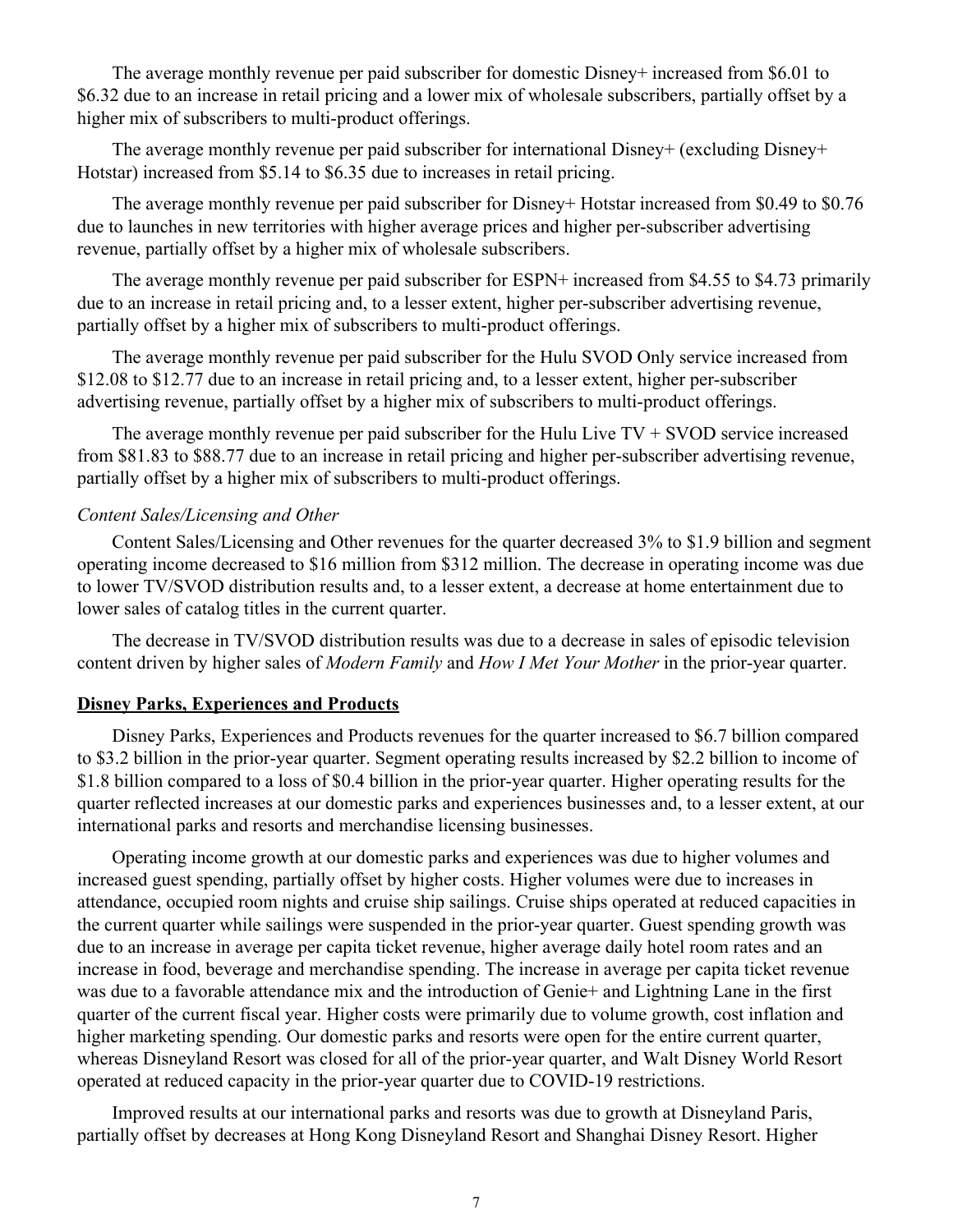The average monthly revenue per paid subscriber for domestic Disney+ increased from $6.01 to $6.32 due to an increase in retail pricing and a lower mix of wholesale subscribers, partially offset by a higher mix of subscribers to multi-product offerings.

The average monthly revenue per paid subscriber for international Disney+ (excluding Disney+ Hotstar) increased from $5.14 to $6.35 due to increases in retail pricing.

The average monthly revenue per paid subscriber for Disney+ Hotstar increased from $0.49 to $0.76 due to launches in new territories with higher average prices and higher per-subscriber advertising revenue, partially offset by a higher mix of wholesale subscribers.

The average monthly revenue per paid subscriber for ESPN+ increased from $4.55 to $4.73 primarily due to an increase in retail pricing and, to a lesser extent, higher per-subscriber advertising revenue, partially offset by a higher mix of subscribers to multi-product offerings.

The average monthly revenue per paid subscriber for the Hulu SVOD Only service increased from $12.08 to $12.77 due to an increase in retail pricing and, to a lesser extent, higher per-subscriber advertising revenue, partially offset by a higher mix of subscribers to multi-product offerings.

The average monthly revenue per paid subscriber for the Hulu Live TV + SVOD service increased from $81.83 to $88.77 due to an increase in retail pricing and higher per-subscriber advertising revenue, partially offset by a higher mix of subscribers to multi-product offerings.

*Content Sales/Licensing and Other*

Content Sales/Licensing and Other revenues for the quarter decreased 3% to $1.9 billion and segment operating income decreased to $16 million from $312 million. The decrease in operating income was due to lower TV/SVOD distribution results and, to a lesser extent, a decrease at home entertainment due to lower sales of catalog titles in the current quarter.

The decrease in TV/SVOD distribution results was due to a decrease in sales of episodic television content driven by higher sales of *Modern Family* and *How I Met Your Mother* in the prior-year quarter.

**Disney Parks, Experiences and Products**

Disney Parks, Experiences and Products revenues for the quarter increased to $6.7 billion compared to $3.2 billion in the prior-year quarter. Segment operating results increased by $2.2 billion to income of $1.8 billion compared to a loss of $0.4 billion in the prior-year quarter. Higher operating results for the quarter reflected increases at our domestic parks and experiences businesses and, to a lesser extent, at our international parks and resorts and merchandise licensing businesses.

Operating income growth at our domestic parks and experiences was due to higher volumes and increased guest spending, partially offset by higher costs. Higher volumes were due to increases in attendance, occupied room nights and cruise ship sailings. Cruise ships operated at reduced capacities in the current quarter while sailings were suspended in the prior-year quarter. Guest spending growth was due to an increase in average per capita ticket revenue, higher average daily hotel room rates and an increase in food, beverage and merchandise spending. The increase in average per capita ticket revenue was due to a favorable attendance mix and the introduction of Genie+ and Lightning Lane in the first quarter of the current fiscal year. Higher costs were primarily due to volume growth, cost inflation and higher marketing spending. Our domestic parks and resorts were open for the entire current quarter, whereas Disneyland Resort was closed for all of the prior-year quarter, and Walt Disney World Resort operated at reduced capacity in the prior-year quarter due to COVID-19 restrictions.

Improved results at our international parks and resorts was due to growth at Disneyland Paris, partially offset by decreases at Hong Kong Disneyland Resort and Shanghai Disney Resort. Higher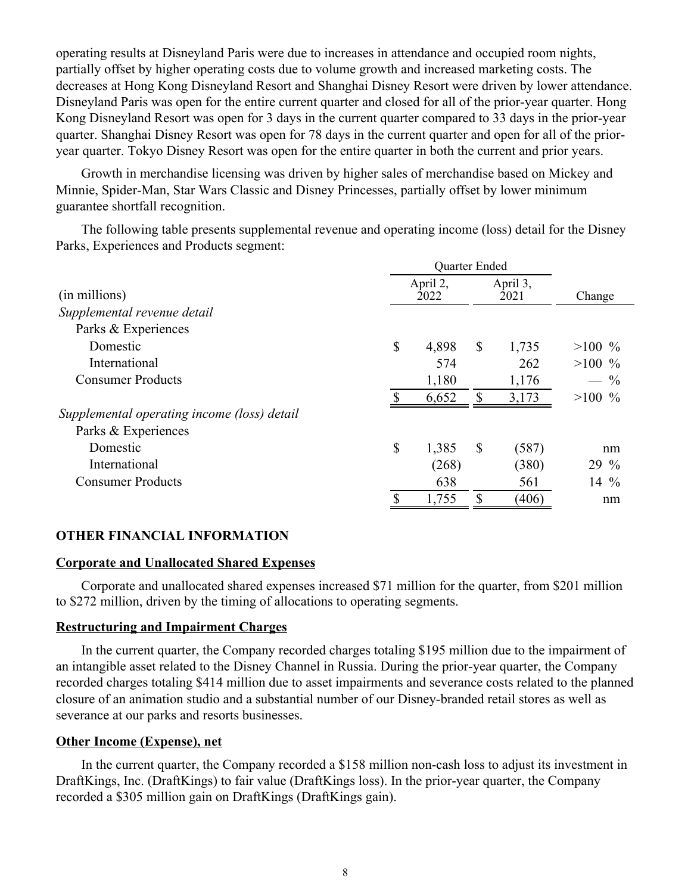operating results at Disneyland Paris were due to increases in attendance and occupied room nights, partially offset by higher operating costs due to volume growth and increased marketing costs. The decreases at Hong Kong Disneyland Resort and Shanghai Disney Resort were driven by lower attendance. Disneyland Paris was open for the entire current quarter and closed for all of the prior-year quarter. Hong Kong Disneyland Resort was open for 3 days in the current quarter compared to 33 days in the prior-year quarter. Shanghai Disney Resort was open for 78 days in the current quarter and open for all of the prior-year quarter. Tokyo Disney Resort was open for the entire quarter in both the current and prior years.

Growth in merchandise licensing was driven by higher sales of merchandise based on Mickey and Minnie, Spider-Man, Star Wars Classic and Disney Princesses, partially offset by lower minimum guarantee shortfall recognition.

The following table presents supplemental revenue and operating income (loss) detail for the Disney Parks, Experiences and Products segment:

| (in millions) | Quarter Ended April 2, 2022 | Quarter Ended April 3, 2021 | Change |
|---|---|---|---|
| *Supplemental revenue detail* | | | |
| Parks & Experiences | | | |
| Domestic | $ 4,898 | $ 1,735 | >100 % |
| International | 574 | 262 | >100 % |
| Consumer Products | 1,180 | 1,176 | — % |
| | $ 6,652 | $ 3,173 | >100 % |
| *Supplemental operating income (loss) detail* | | | |
| Parks & Experiences | | | |
| Domestic | $ 1,385 | $ (587) | nm |
| International | (268) | (380) | 29 % |
| Consumer Products | 638 | 561 | 14 % |
| | $ 1,755 | $ (406) | nm |

## OTHER FINANCIAL INFORMATION

### Corporate and Unallocated Shared Expenses

Corporate and unallocated shared expenses increased $71 million for the quarter, from $201 million to $272 million, driven by the timing of allocations to operating segments.

### Restructuring and Impairment Charges

In the current quarter, the Company recorded charges totaling $195 million due to the impairment of an intangible asset related to the Disney Channel in Russia. During the prior-year quarter, the Company recorded charges totaling $414 million due to asset impairments and severance costs related to the planned closure of an animation studio and a substantial number of our Disney-branded retail stores as well as severance at our parks and resorts businesses.

### Other Income (Expense), net

In the current quarter, the Company recorded a $158 million non-cash loss to adjust its investment in DraftKings, Inc. (DraftKings) to fair value (DraftKings loss). In the prior-year quarter, the Company recorded a $305 million gain on DraftKings (DraftKings gain).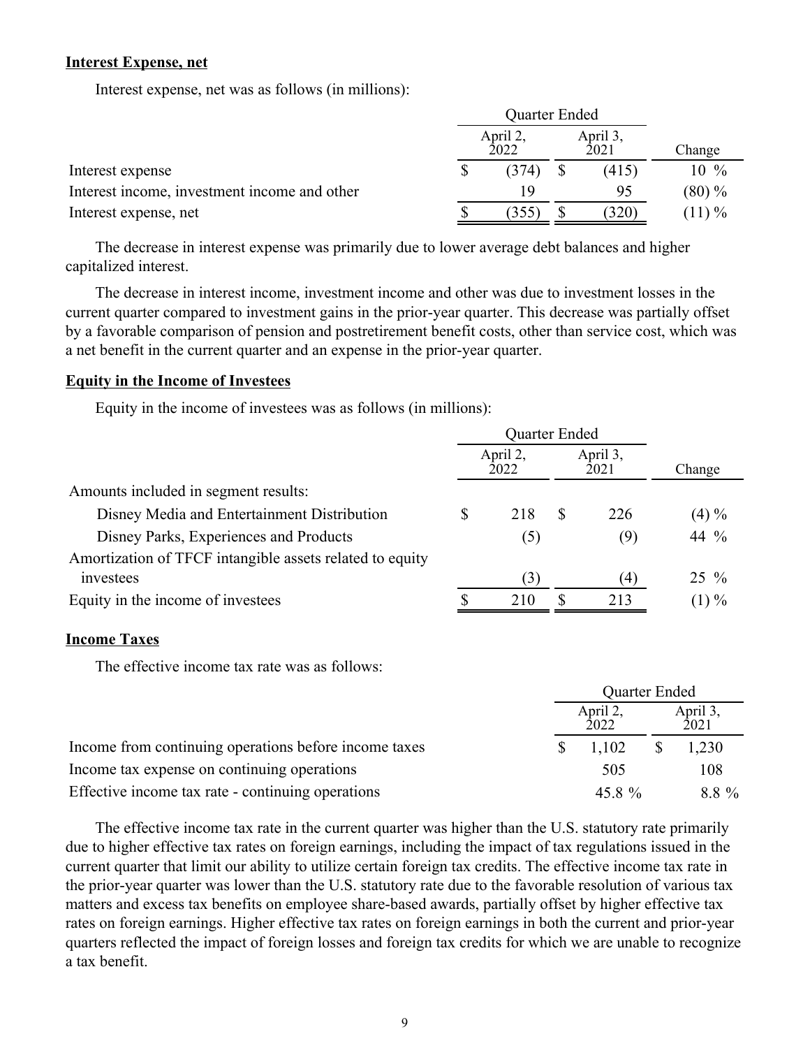**Interest Expense, net**

Interest expense, net was as follows (in millions):

| | Quarter Ended | | |
|---|---|---|---|
| | April 2, 2022 | April 3, 2021 | Change |
| Interest expense | $ (374) | $ (415) | 10 % |
| Interest income, investment income and other | 19 | 95 | (80) % |
| Interest expense, net | $ (355) | $ (320) | (11) % |

The decrease in interest expense was primarily due to lower average debt balances and higher capitalized interest.

The decrease in interest income, investment income and other was due to investment losses in the current quarter compared to investment gains in the prior-year quarter. This decrease was partially offset by a favorable comparison of pension and postretirement benefit costs, other than service cost, which was a net benefit in the current quarter and an expense in the prior-year quarter.

**Equity in the Income of Investees**

Equity in the income of investees was as follows (in millions):

| | Quarter Ended | | |
|---|---|---|---|
| | April 2, 2022 | April 3, 2021 | Change |
| Amounts included in segment results: | | | |
| Disney Media and Entertainment Distribution | $ 218 | $ 226 | (4) % |
| Disney Parks, Experiences and Products | (5) | (9) | 44 % |
| Amortization of TFCF intangible assets related to equity investees | (3) | (4) | 25 % |
| Equity in the income of investees | $ 210 | $ 213 | (1) % |

**Income Taxes**

The effective income tax rate was as follows:

| | Quarter Ended | |
|---|---|---|
| | April 2, 2022 | April 3, 2021 |
| Income from continuing operations before income taxes | $ 1,102 | $ 1,230 |
| Income tax expense on continuing operations | 505 | 108 |
| Effective income tax rate - continuing operations | 45.8 % | 8.8 % |

The effective income tax rate in the current quarter was higher than the U.S. statutory rate primarily due to higher effective tax rates on foreign earnings, including the impact of tax regulations issued in the current quarter that limit our ability to utilize certain foreign tax credits. The effective income tax rate in the prior-year quarter was lower than the U.S. statutory rate due to the favorable resolution of various tax matters and excess tax benefits on employee share-based awards, partially offset by higher effective tax rates on foreign earnings. Higher effective tax rates on foreign earnings in both the current and prior-year quarters reflected the impact of foreign losses and foreign tax credits for which we are unable to recognize a tax benefit.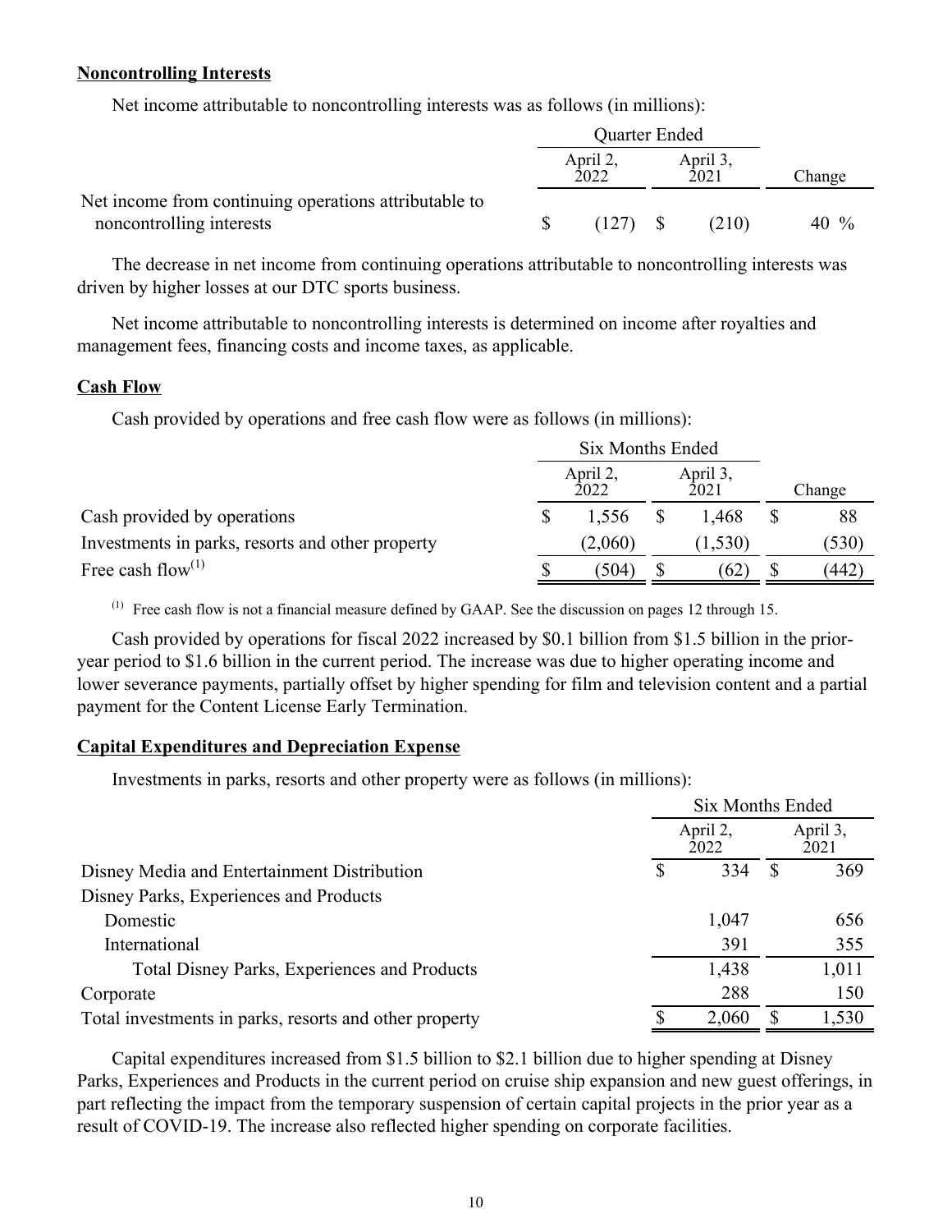**Noncontrolling Interests**

Net income attributable to noncontrolling interests was as follows (in millions):

| | Quarter Ended | | |
|---|---|---|---|
| | April 2, 2022 | April 3, 2021 | Change |
| Net income from continuing operations attributable to noncontrolling interests | $ (127) | $ (210) | 40 % |

The decrease in net income from continuing operations attributable to noncontrolling interests was driven by higher losses at our DTC sports business.

Net income attributable to noncontrolling interests is determined on income after royalties and management fees, financing costs and income taxes, as applicable.

**Cash Flow**

Cash provided by operations and free cash flow were as follows (in millions):

| | Six Months Ended | | |
|---|---|---|---|
| | April 2, 2022 | April 3, 2021 | Change |
| Cash provided by operations | $ 1,556 | $ 1,468 | $ 88 |
| Investments in parks, resorts and other property | (2,060) | (1,530) | (530) |
| Free cash flow[(1)] | $ (504) | $ (62) | $ (442) |

[(1)] Free cash flow is not a financial measure defined by GAAP. See the discussion on pages 12 through 15.

Cash provided by operations for fiscal 2022 increased by $0.1 billion from $1.5 billion in the prior-year period to $1.6 billion in the current period. The increase was due to higher operating income and lower severance payments, partially offset by higher spending for film and television content and a partial payment for the Content License Early Termination.

**Capital Expenditures and Depreciation Expense**

Investments in parks, resorts and other property were as follows (in millions):

| | Six Months Ended | |
|---|---|---|
| | April 2, 2022 | April 3, 2021 |
| Disney Media and Entertainment Distribution | $ 334 | $ 369 |
| Disney Parks, Experiences and Products | | |
| Domestic | 1,047 | 656 |
| International | 391 | 355 |
| Total Disney Parks, Experiences and Products | 1,438 | 1,011 |
| Corporate | 288 | 150 |
| Total investments in parks, resorts and other property | $ 2,060 | $ 1,530 |

Capital expenditures increased from $1.5 billion to $2.1 billion due to higher spending at Disney Parks, Experiences and Products in the current period on cruise ship expansion and new guest offerings, in part reflecting the impact from the temporary suspension of certain capital projects in the prior year as a result of COVID-19. The increase also reflected higher spending on corporate facilities.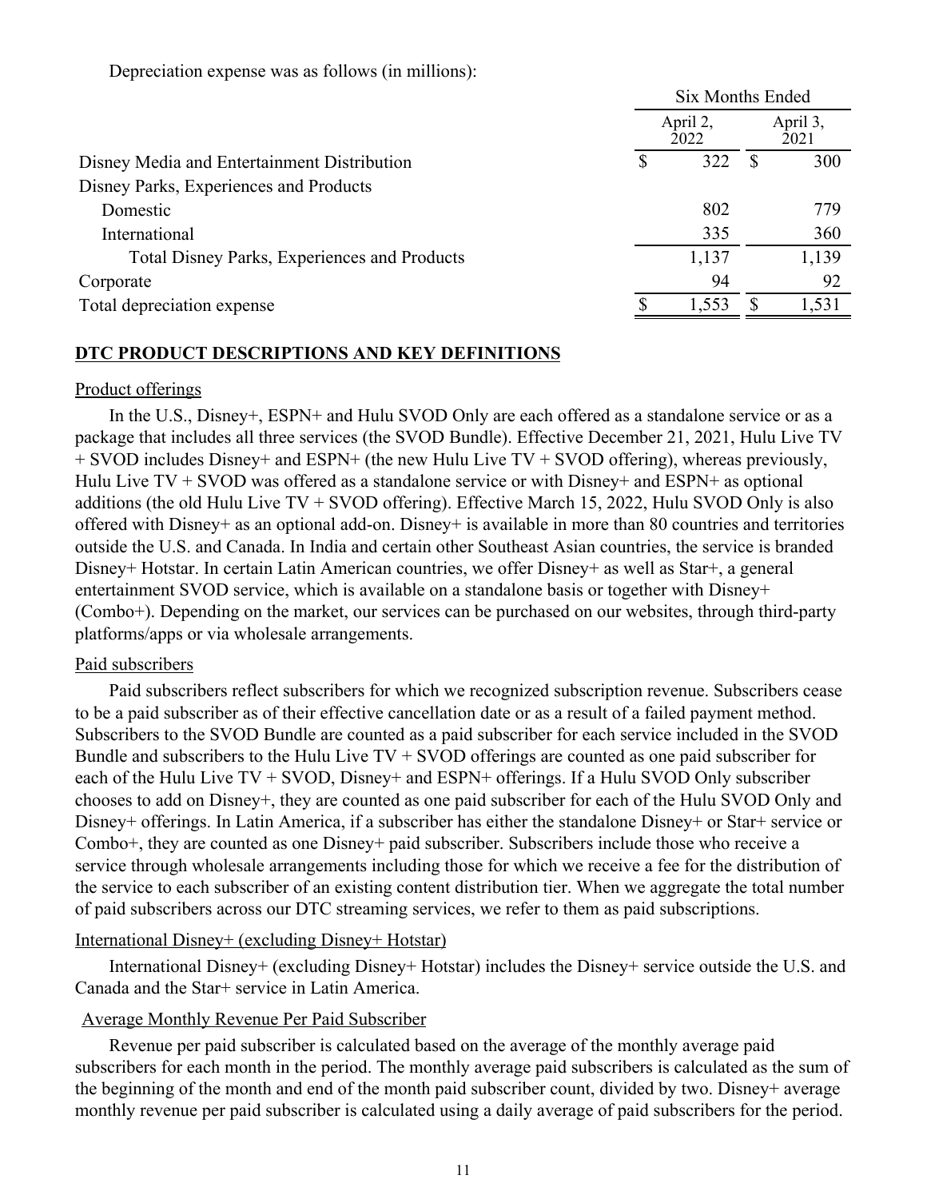Depreciation expense was as follows (in millions):

| | Six Months Ended | |
|---|---|---|
| | April 2, 2022 | April 3, 2021 |
| Disney Media and Entertainment Distribution | $ 322 | $ 300 |
| Disney Parks, Experiences and Products | | |
| Domestic | 802 | 779 |
| International | 335 | 360 |
| Total Disney Parks, Experiences and Products | 1,137 | 1,139 |
| Corporate | 94 | 92 |
| Total depreciation expense | $ 1,553 | $ 1,531 |

## DTC PRODUCT DESCRIPTIONS AND KEY DEFINITIONS

### Product offerings

In the U.S., Disney+, ESPN+ and Hulu SVOD Only are each offered as a standalone service or as a package that includes all three services (the SVOD Bundle). Effective December 21, 2021, Hulu Live TV + SVOD includes Disney+ and ESPN+ (the new Hulu Live TV + SVOD offering), whereas previously, Hulu Live TV + SVOD was offered as a standalone service or with Disney+ and ESPN+ as optional additions (the old Hulu Live TV + SVOD offering). Effective March 15, 2022, Hulu SVOD Only is also offered with Disney+ as an optional add-on. Disney+ is available in more than 80 countries and territories outside the U.S. and Canada. In India and certain other Southeast Asian countries, the service is branded Disney+ Hotstar. In certain Latin American countries, we offer Disney+ as well as Star+, a general entertainment SVOD service, which is available on a standalone basis or together with Disney+ (Combo+). Depending on the market, our services can be purchased on our websites, through third-party platforms/apps or via wholesale arrangements.

### Paid subscribers

Paid subscribers reflect subscribers for which we recognized subscription revenue. Subscribers cease to be a paid subscriber as of their effective cancellation date or as a result of a failed payment method. Subscribers to the SVOD Bundle are counted as a paid subscriber for each service included in the SVOD Bundle and subscribers to the Hulu Live TV + SVOD offerings are counted as one paid subscriber for each of the Hulu Live TV + SVOD, Disney+ and ESPN+ offerings. If a Hulu SVOD Only subscriber chooses to add on Disney+, they are counted as one paid subscriber for each of the Hulu SVOD Only and Disney+ offerings. In Latin America, if a subscriber has either the standalone Disney+ or Star+ service or Combo+, they are counted as one Disney+ paid subscriber. Subscribers include those who receive a service through wholesale arrangements including those for which we receive a fee for the distribution of the service to each subscriber of an existing content distribution tier. When we aggregate the total number of paid subscribers across our DTC streaming services, we refer to them as paid subscriptions.

### International Disney+ (excluding Disney+ Hotstar)

International Disney+ (excluding Disney+ Hotstar) includes the Disney+ service outside the U.S. and Canada and the Star+ service in Latin America.

### Average Monthly Revenue Per Paid Subscriber

Revenue per paid subscriber is calculated based on the average of the monthly average paid subscribers for each month in the period. The monthly average paid subscribers is calculated as the sum of the beginning of the month and end of the month paid subscriber count, divided by two. Disney+ average monthly revenue per paid subscriber is calculated using a daily average of paid subscribers for the period.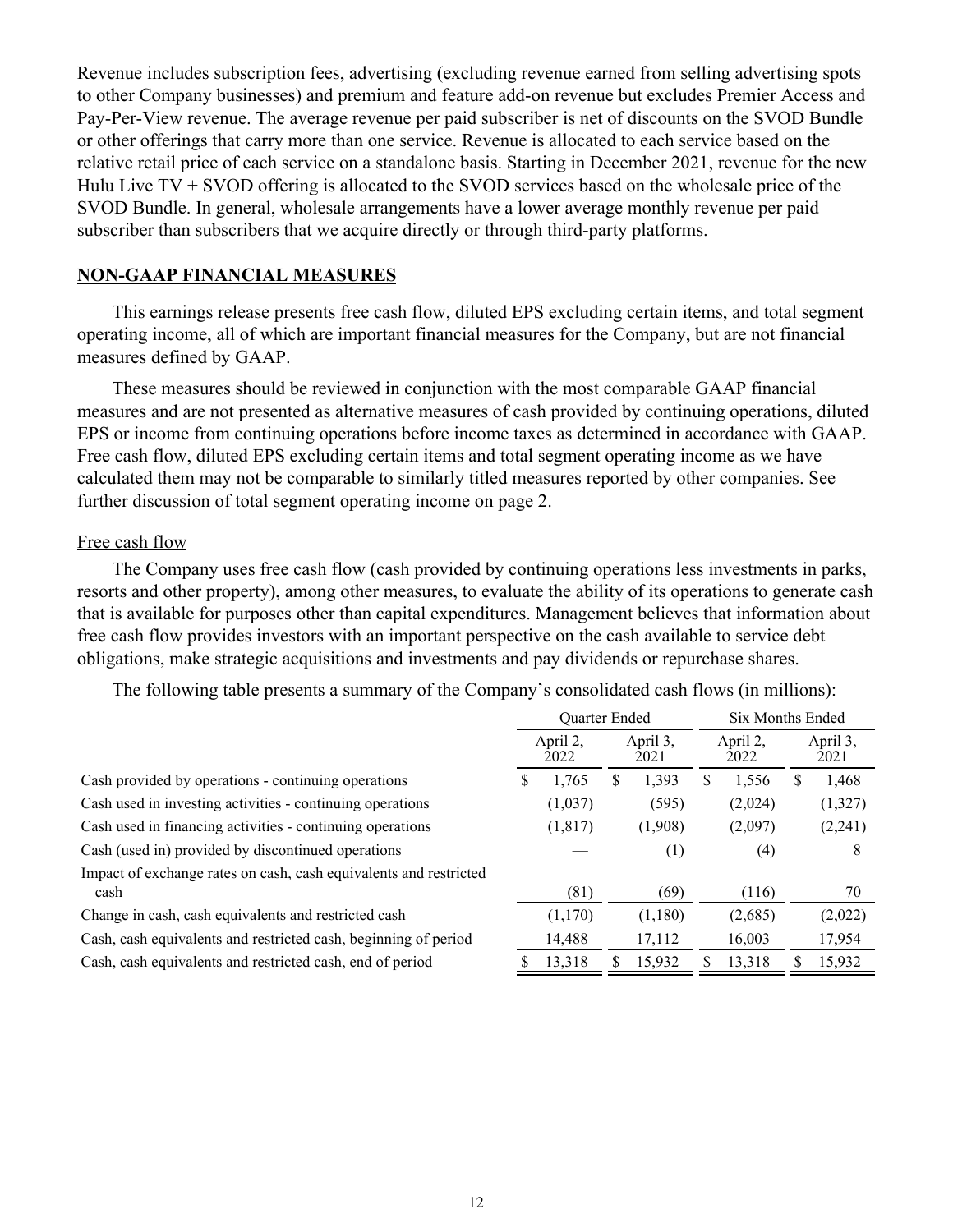Revenue includes subscription fees, advertising (excluding revenue earned from selling advertising spots to other Company businesses) and premium and feature add-on revenue but excludes Premier Access and Pay-Per-View revenue. The average revenue per paid subscriber is net of discounts on the SVOD Bundle or other offerings that carry more than one service. Revenue is allocated to each service based on the relative retail price of each service on a standalone basis. Starting in December 2021, revenue for the new Hulu Live TV + SVOD offering is allocated to the SVOD services based on the wholesale price of the SVOD Bundle. In general, wholesale arrangements have a lower average monthly revenue per paid subscriber than subscribers that we acquire directly or through third-party platforms.

## NON-GAAP FINANCIAL MEASURES

This earnings release presents free cash flow, diluted EPS excluding certain items, and total segment operating income, all of which are important financial measures for the Company, but are not financial measures defined by GAAP.

These measures should be reviewed in conjunction with the most comparable GAAP financial measures and are not presented as alternative measures of cash provided by continuing operations, diluted EPS or income from continuing operations before income taxes as determined in accordance with GAAP. Free cash flow, diluted EPS excluding certain items and total segment operating income as we have calculated them may not be comparable to similarly titled measures reported by other companies. See further discussion of total segment operating income on page 2.

### Free cash flow

The Company uses free cash flow (cash provided by continuing operations less investments in parks, resorts and other property), among other measures, to evaluate the ability of its operations to generate cash that is available for purposes other than capital expenditures. Management believes that information about free cash flow provides investors with an important perspective on the cash available to service debt obligations, make strategic acquisitions and investments and pay dividends or repurchase shares.

The following table presents a summary of the Company's consolidated cash flows (in millions):

| | Quarter Ended | | Six Months Ended | |
|---|---|---|---|---|
| | April 2, 2022 | April 3, 2021 | April 2, 2022 | April 3, 2021 |
| Cash provided by operations - continuing operations | $ 1,765 | $ 1,393 | $ 1,556 | $ 1,468 |
| Cash used in investing activities - continuing operations | (1,037) | (595) | (2,024) | (1,327) |
| Cash used in financing activities - continuing operations | (1,817) | (1,908) | (2,097) | (2,241) |
| Cash (used in) provided by discontinued operations | — | (1) | (4) | 8 |
| Impact of exchange rates on cash, cash equivalents and restricted cash | (81) | (69) | (116) | 70 |
| Change in cash, cash equivalents and restricted cash | (1,170) | (1,180) | (2,685) | (2,022) |
| Cash, cash equivalents and restricted cash, beginning of period | 14,488 | 17,112 | 16,003 | 17,954 |
| Cash, cash equivalents and restricted cash, end of period | $ 13,318 | $ 15,932 | $ 13,318 | $ 15,932 |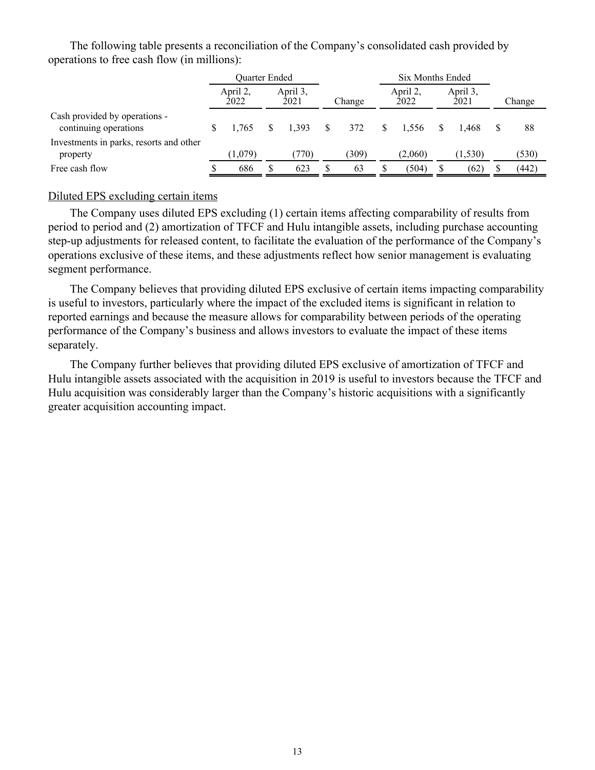The following table presents a reconciliation of the Company's consolidated cash provided by operations to free cash flow (in millions):

| | Quarter Ended | | | Six Months Ended | | |
|---|---|---|---|---|---|---|
| | April 2, 2022 | April 3, 2021 | Change | April 2, 2022 | April 3, 2021 | Change |
| Cash provided by operations - continuing operations | $ 1,765 | $ 1,393 | $ 372 | $ 1,556 | $ 1,468 | $ 88 |
| Investments in parks, resorts and other property | (1,079) | (770) | (309) | (2,060) | (1,530) | (530) |
| Free cash flow | $ 686 | $ 623 | $ 63 | $ (504) | $ (62) | $ (442) |

Diluted EPS excluding certain items

The Company uses diluted EPS excluding (1) certain items affecting comparability of results from period to period and (2) amortization of TFCF and Hulu intangible assets, including purchase accounting step-up adjustments for released content, to facilitate the evaluation of the performance of the Company's operations exclusive of these items, and these adjustments reflect how senior management is evaluating segment performance.

The Company believes that providing diluted EPS exclusive of certain items impacting comparability is useful to investors, particularly where the impact of the excluded items is significant in relation to reported earnings and because the measure allows for comparability between periods of the operating performance of the Company's business and allows investors to evaluate the impact of these items separately.

The Company further believes that providing diluted EPS exclusive of amortization of TFCF and Hulu intangible assets associated with the acquisition in 2019 is useful to investors because the TFCF and Hulu acquisition was considerably larger than the Company's historic acquisitions with a significantly greater acquisition accounting impact.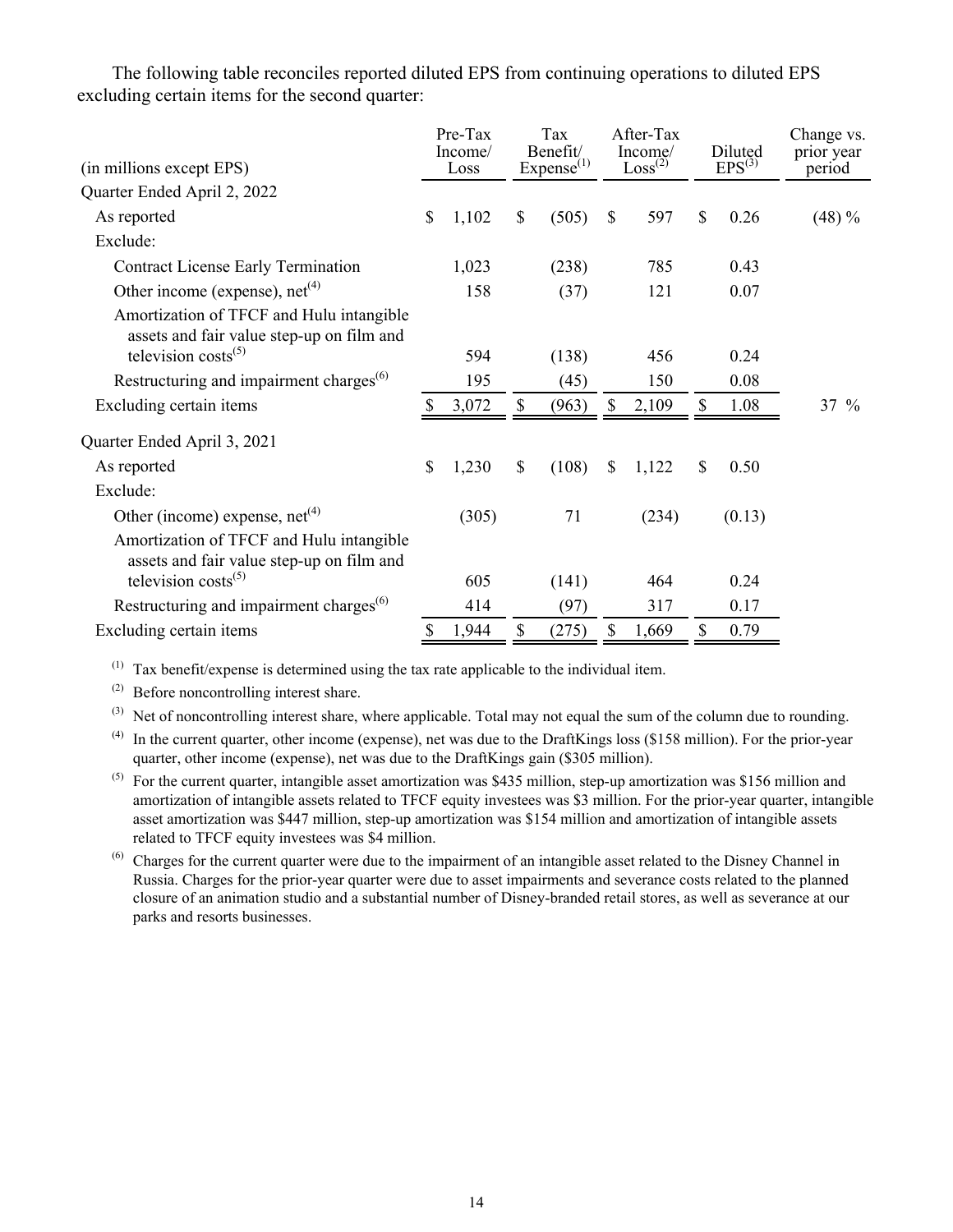The following table reconciles reported diluted EPS from continuing operations to diluted EPS excluding certain items for the second quarter:

| (in millions except EPS) | Pre-Tax Income/ Loss | Tax Benefit/ Expense[1] | After-Tax Income/ Loss[2] | Diluted EPS[3] | Change vs. prior year period |
|---|---|---|---|---|---|
| Quarter Ended April 2, 2022 | | | | | |
| As reported | $ 1,102 | $ (505) | $ 597 | $ 0.26 | (48) % |
| Exclude: | | | | | |
| Contract License Early Termination | 1,023 | (238) | 785 | 0.43 | |
| Other income (expense), net[4] | 158 | (37) | 121 | 0.07 | |
| Amortization of TFCF and Hulu intangible assets and fair value step-up on film and television costs[5] | 594 | (138) | 456 | 0.24 | |
| Restructuring and impairment charges[6] | 195 | (45) | 150 | 0.08 | |
| Excluding certain items | $ 3,072 | $ (963) | $ 2,109 | $ 1.08 | 37 % |
| Quarter Ended April 3, 2021 | | | | | |
| As reported | $ 1,230 | $ (108) | $ 1,122 | $ 0.50 | |
| Exclude: | | | | | |
| Other (income) expense, net[4] | (305) | 71 | (234) | (0.13) | |
| Amortization of TFCF and Hulu intangible assets and fair value step-up on film and television costs[5] | 605 | (141) | 464 | 0.24 | |
| Restructuring and impairment charges[6] | 414 | (97) | 317 | 0.17 | |
| Excluding certain items | $ 1,944 | $ (275) | $ 1,669 | $ 0.79 | |

(1) Tax benefit/expense is determined using the tax rate applicable to the individual item.

(2) Before noncontrolling interest share.

(3) Net of noncontrolling interest share, where applicable. Total may not equal the sum of the column due to rounding.

(4) In the current quarter, other income (expense), net was due to the DraftKings loss ($158 million). For the prior-year quarter, other income (expense), net was due to the DraftKings gain ($305 million).

(5) For the current quarter, intangible asset amortization was $435 million, step-up amortization was $156 million and amortization of intangible assets related to TFCF equity investees was $3 million. For the prior-year quarter, intangible asset amortization was $447 million, step-up amortization was $154 million and amortization of intangible assets related to TFCF equity investees was $4 million.

(6) Charges for the current quarter were due to the impairment of an intangible asset related to the Disney Channel in Russia. Charges for the prior-year quarter were due to asset impairments and severance costs related to the planned closure of an animation studio and a substantial number of Disney-branded retail stores, as well as severance at our parks and resorts businesses.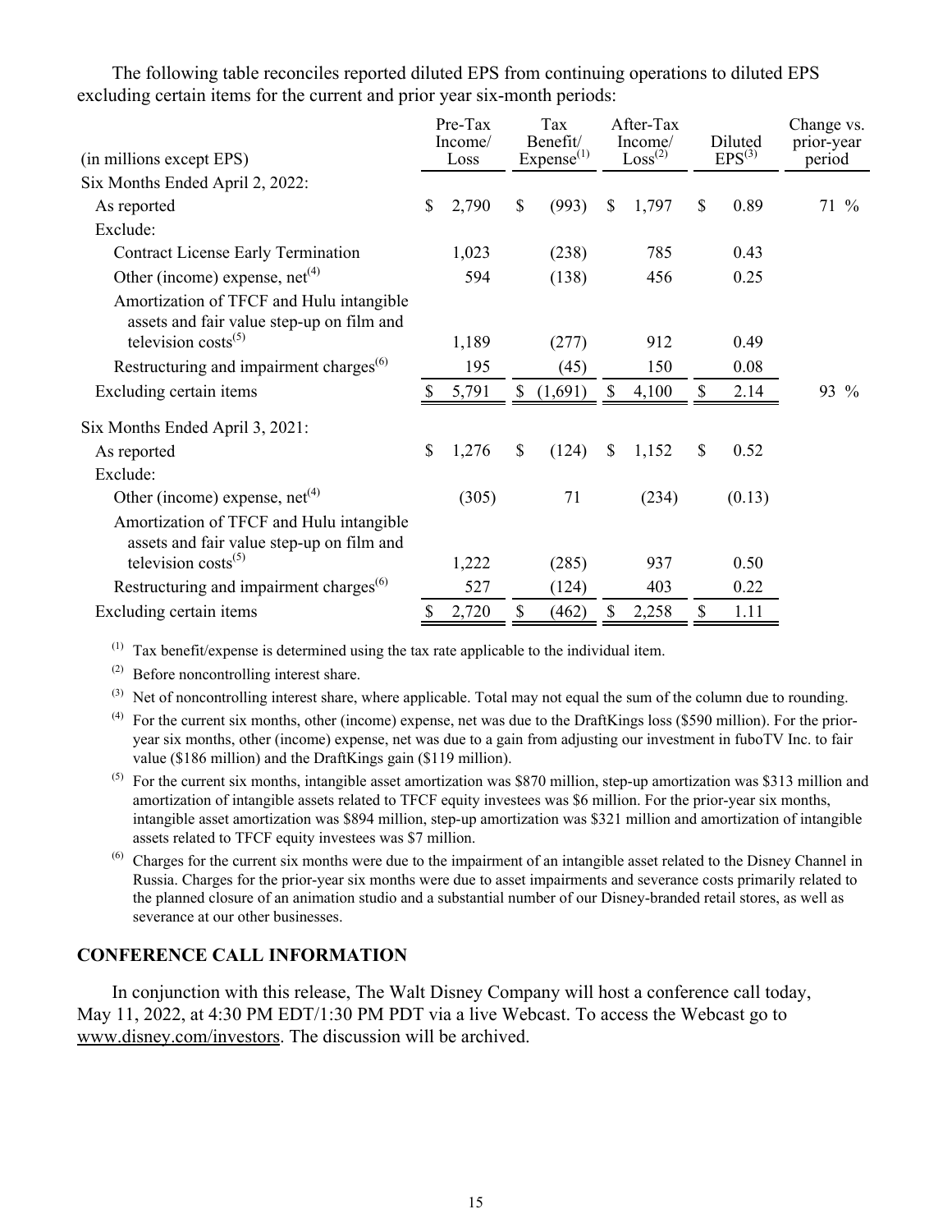The following table reconciles reported diluted EPS from continuing operations to diluted EPS excluding certain items for the current and prior year six-month periods:

| (in millions except EPS) | Pre-Tax Income/ Loss | Tax Benefit/ Expense[1] | After-Tax Income/ Loss[2] | Diluted EPS[3] | Change vs. prior-year period |
|---|---|---|---|---|---|
| Six Months Ended April 2, 2022: | | | | | |
| As reported | $ 2,790 | $ (993) | $ 1,797 | $ 0.89 | 71 % |
| Exclude: | | | | | |
| Contract License Early Termination | 1,023 | (238) | 785 | 0.43 | |
| Other (income) expense, net[4] | 594 | (138) | 456 | 0.25 | |
| Amortization of TFCF and Hulu intangible assets and fair value step-up on film and television costs[5] | 1,189 | (277) | 912 | 0.49 | |
| Restructuring and impairment charges[6] | 195 | (45) | 150 | 0.08 | |
| Excluding certain items | $ 5,791 | $ (1,691) | $ 4,100 | $ 2.14 | 93 % |
| Six Months Ended April 3, 2021: | | | | | |
| As reported | $ 1,276 | $ (124) | $ 1,152 | $ 0.52 | |
| Exclude: | | | | | |
| Other (income) expense, net[4] | (305) | 71 | (234) | (0.13) | |
| Amortization of TFCF and Hulu intangible assets and fair value step-up on film and television costs[5] | 1,222 | (285) | 937 | 0.50 | |
| Restructuring and impairment charges[6] | 527 | (124) | 403 | 0.22 | |
| Excluding certain items | $ 2,720 | $ (462) | $ 2,258 | $ 1.11 | |

[1] Tax benefit/expense is determined using the tax rate applicable to the individual item.

[2] Before noncontrolling interest share.

[3] Net of noncontrolling interest share, where applicable. Total may not equal the sum of the column due to rounding.

[4] For the current six months, other (income) expense, net was due to the DraftKings loss ($590 million). For the prior-year six months, other (income) expense, net was due to a gain from adjusting our investment in fuboTV Inc. to fair value ($186 million) and the DraftKings gain ($119 million).

[5] For the current six months, intangible asset amortization was $870 million, step-up amortization was $313 million and amortization of intangible assets related to TFCF equity investees was $6 million. For the prior-year six months, intangible asset amortization was $894 million, step-up amortization was $321 million and amortization of intangible assets related to TFCF equity investees was $7 million.

[6] Charges for the current six months were due to the impairment of an intangible asset related to the Disney Channel in Russia. Charges for the prior-year six months were due to asset impairments and severance costs primarily related to the planned closure of an animation studio and a substantial number of our Disney-branded retail stores, as well as severance at our other businesses.

## CONFERENCE CALL INFORMATION

In conjunction with this release, The Walt Disney Company will host a conference call today, May 11, 2022, at 4:30 PM EDT/1:30 PM PDT via a live Webcast. To access the Webcast go to www.disney.com/investors. The discussion will be archived.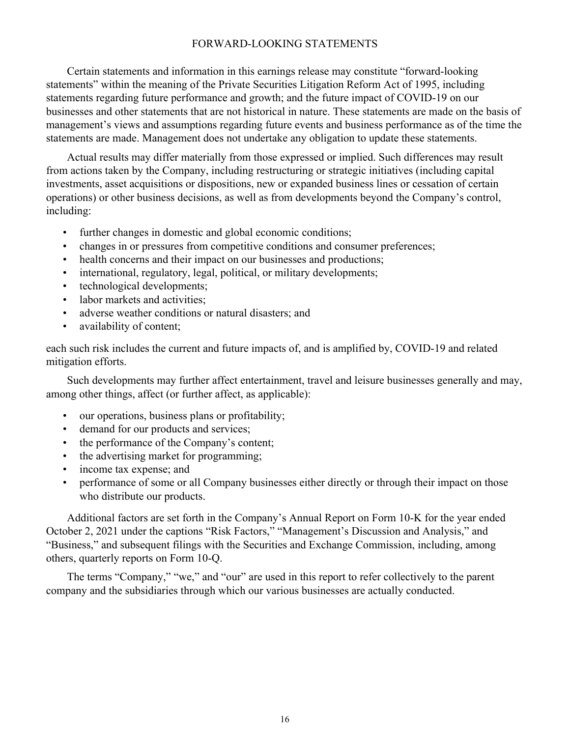# FORWARD-LOOKING STATEMENTS

Certain statements and information in this earnings release may constitute "forward-looking statements" within the meaning of the Private Securities Litigation Reform Act of 1995, including statements regarding future performance and growth; and the future impact of COVID-19 on our businesses and other statements that are not historical in nature. These statements are made on the basis of management's views and assumptions regarding future events and business performance as of the time the statements are made. Management does not undertake any obligation to update these statements.

Actual results may differ materially from those expressed or implied. Such differences may result from actions taken by the Company, including restructuring or strategic initiatives (including capital investments, asset acquisitions or dispositions, new or expanded business lines or cessation of certain operations) or other business decisions, as well as from developments beyond the Company's control, including:

- further changes in domestic and global economic conditions;
- changes in or pressures from competitive conditions and consumer preferences;
- health concerns and their impact on our businesses and productions;
- international, regulatory, legal, political, or military developments;
- technological developments;
- labor markets and activities;
- adverse weather conditions or natural disasters; and
- availability of content;

each such risk includes the current and future impacts of, and is amplified by, COVID-19 and related mitigation efforts.

Such developments may further affect entertainment, travel and leisure businesses generally and may, among other things, affect (or further affect, as applicable):

- our operations, business plans or profitability;
- demand for our products and services;
- the performance of the Company's content;
- the advertising market for programming;
- income tax expense; and
- performance of some or all Company businesses either directly or through their impact on those who distribute our products.

Additional factors are set forth in the Company's Annual Report on Form 10-K for the year ended October 2, 2021 under the captions "Risk Factors," "Management's Discussion and Analysis," and "Business," and subsequent filings with the Securities and Exchange Commission, including, among others, quarterly reports on Form 10-Q.

The terms "Company," "we," and "our" are used in this report to refer collectively to the parent company and the subsidiaries through which our various businesses are actually conducted.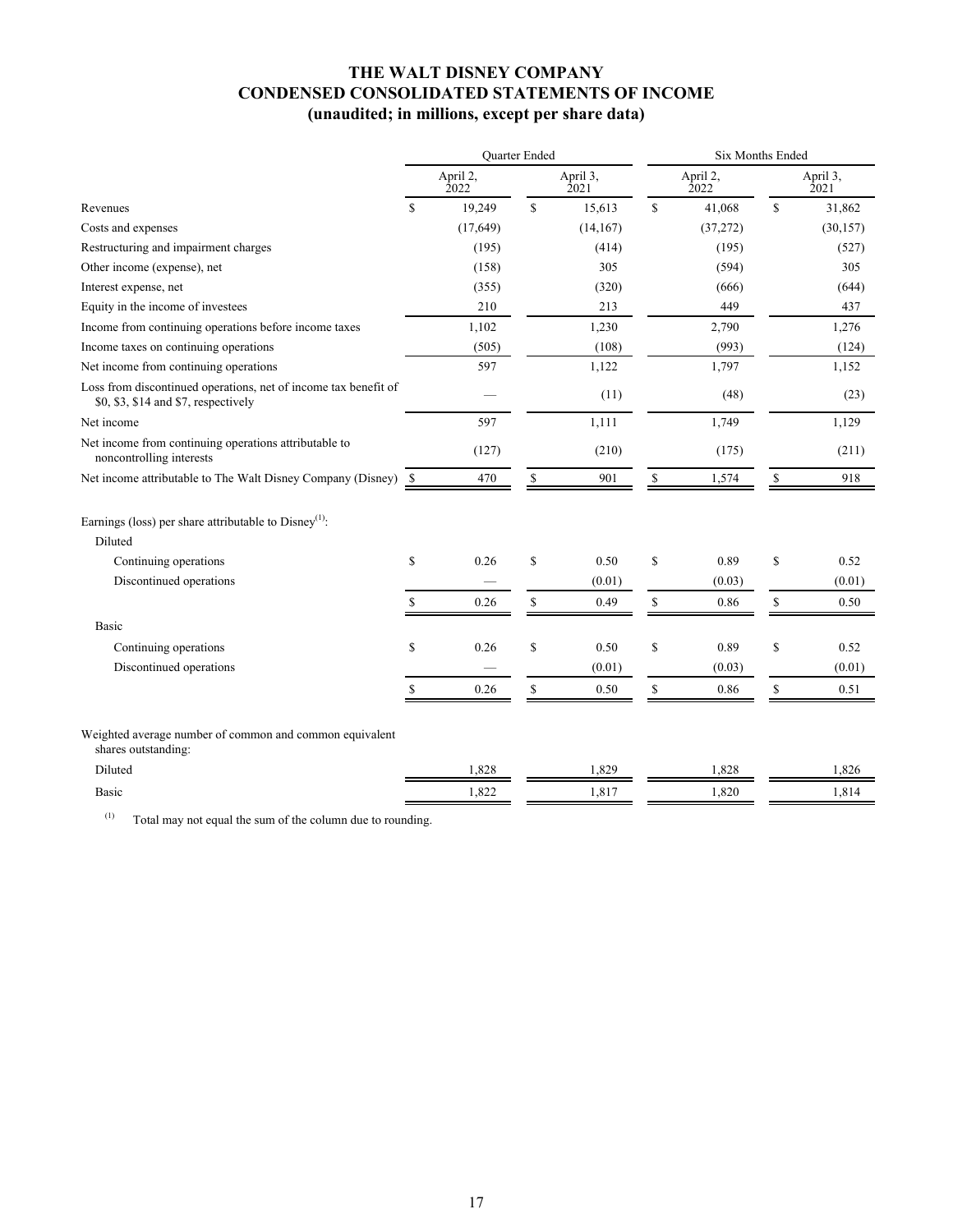# THE WALT DISNEY COMPANY
# CONDENSED CONSOLIDATED STATEMENTS OF INCOME
# (unaudited; in millions, except per share data)

| | Quarter Ended | | Six Months Ended | |
|---|---|---|---|---|
| | April 2, 2022 | April 3, 2021 | April 2, 2022 | April 3, 2021 |
| Revenues | $ 19,249 | $ 15,613 | $ 41,068 | $ 31,862 |
| Costs and expenses | (17,649) | (14,167) | (37,272) | (30,157) |
| Restructuring and impairment charges | (195) | (414) | (195) | (527) |
| Other income (expense), net | (158) | 305 | (594) | 305 |
| Interest expense, net | (355) | (320) | (666) | (644) |
| Equity in the income of investees | 210 | 213 | 449 | 437 |
| Income from continuing operations before income taxes | 1,102 | 1,230 | 2,790 | 1,276 |
| Income taxes on continuing operations | (505) | (108) | (993) | (124) |
| Net income from continuing operations | 597 | 1,122 | 1,797 | 1,152 |
| Loss from discontinued operations, net of income tax benefit of $0, $3, $14 and $7, respectively | — | (11) | (48) | (23) |
| Net income | 597 | 1,111 | 1,749 | 1,129 |
| Net income from continuing operations attributable to noncontrolling interests | (127) | (210) | (175) | (211) |
| Net income attributable to The Walt Disney Company (Disney) | $ 470 | $ 901 | $ 1,574 | $ 918 |
| | | | | |
| Earnings (loss) per share attributable to Disney[(1)]: | | | | |
| Diluted | | | | |
| Continuing operations | $ 0.26 | $ 0.50 | $ 0.89 | $ 0.52 |
| Discontinued operations | — | (0.01) | (0.03) | (0.01) |
| | $ 0.26 | $ 0.49 | $ 0.86 | $ 0.50 |
| Basic | | | | |
| Continuing operations | $ 0.26 | $ 0.50 | $ 0.89 | $ 0.52 |
| Discontinued operations | — | (0.01) | (0.03) | (0.01) |
| | $ 0.26 | $ 0.50 | $ 0.86 | $ 0.51 |
| | | | | |
| Weighted average number of common and common equivalent shares outstanding: | | | | |
| Diluted | 1,828 | 1,829 | 1,828 | 1,826 |
| Basic | 1,822 | 1,817 | 1,820 | 1,814 |

(1) Total may not equal the sum of the column due to rounding.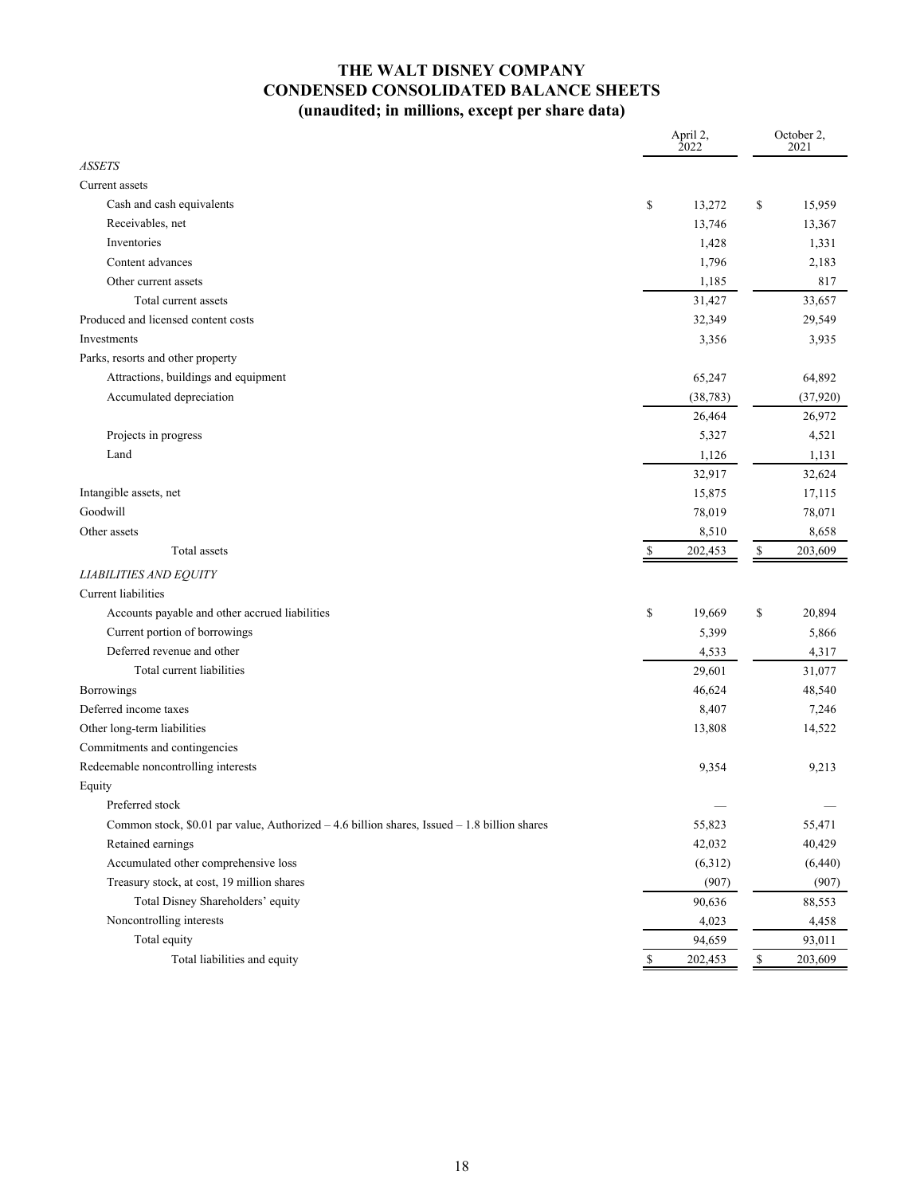# THE WALT DISNEY COMPANY
# CONDENSED CONSOLIDATED BALANCE SHEETS
## (unaudited; in millions, except per share data)

| | April 2, 2022 | October 2, 2021 |
|---|---|---|
| *ASSETS* | | |
| Current assets | | |
| Cash and cash equivalents | $ 13,272 | $ 15,959 |
| Receivables, net | 13,746 | 13,367 |
| Inventories | 1,428 | 1,331 |
| Content advances | 1,796 | 2,183 |
| Other current assets | 1,185 | 817 |
| Total current assets | 31,427 | 33,657 |
| Produced and licensed content costs | 32,349 | 29,549 |
| Investments | 3,356 | 3,935 |
| Parks, resorts and other property | | |
| Attractions, buildings and equipment | 65,247 | 64,892 |
| Accumulated depreciation | (38,783) | (37,920) |
| | 26,464 | 26,972 |
| Projects in progress | 5,327 | 4,521 |
| Land | 1,126 | 1,131 |
| | 32,917 | 32,624 |
| Intangible assets, net | 15,875 | 17,115 |
| Goodwill | 78,019 | 78,071 |
| Other assets | 8,510 | 8,658 |
| Total assets | $ 202,453 | $ 203,609 |
| *LIABILITIES AND EQUITY* | | |
| Current liabilities | | |
| Accounts payable and other accrued liabilities | $ 19,669 | $ 20,894 |
| Current portion of borrowings | 5,399 | 5,866 |
| Deferred revenue and other | 4,533 | 4,317 |
| Total current liabilities | 29,601 | 31,077 |
| Borrowings | 46,624 | 48,540 |
| Deferred income taxes | 8,407 | 7,246 |
| Other long-term liabilities | 13,808 | 14,522 |
| Commitments and contingencies | | |
| Redeemable noncontrolling interests | 9,354 | 9,213 |
| Equity | | |
| Preferred stock | — | — |
| Common stock, $0.01 par value, Authorized – 4.6 billion shares, Issued – 1.8 billion shares | 55,823 | 55,471 |
| Retained earnings | 42,032 | 40,429 |
| Accumulated other comprehensive loss | (6,312) | (6,440) |
| Treasury stock, at cost, 19 million shares | (907) | (907) |
| Total Disney Shareholders' equity | 90,636 | 88,553 |
| Noncontrolling interests | 4,023 | 4,458 |
| Total equity | 94,659 | 93,011 |
| Total liabilities and equity | $ 202,453 | $ 203,609 |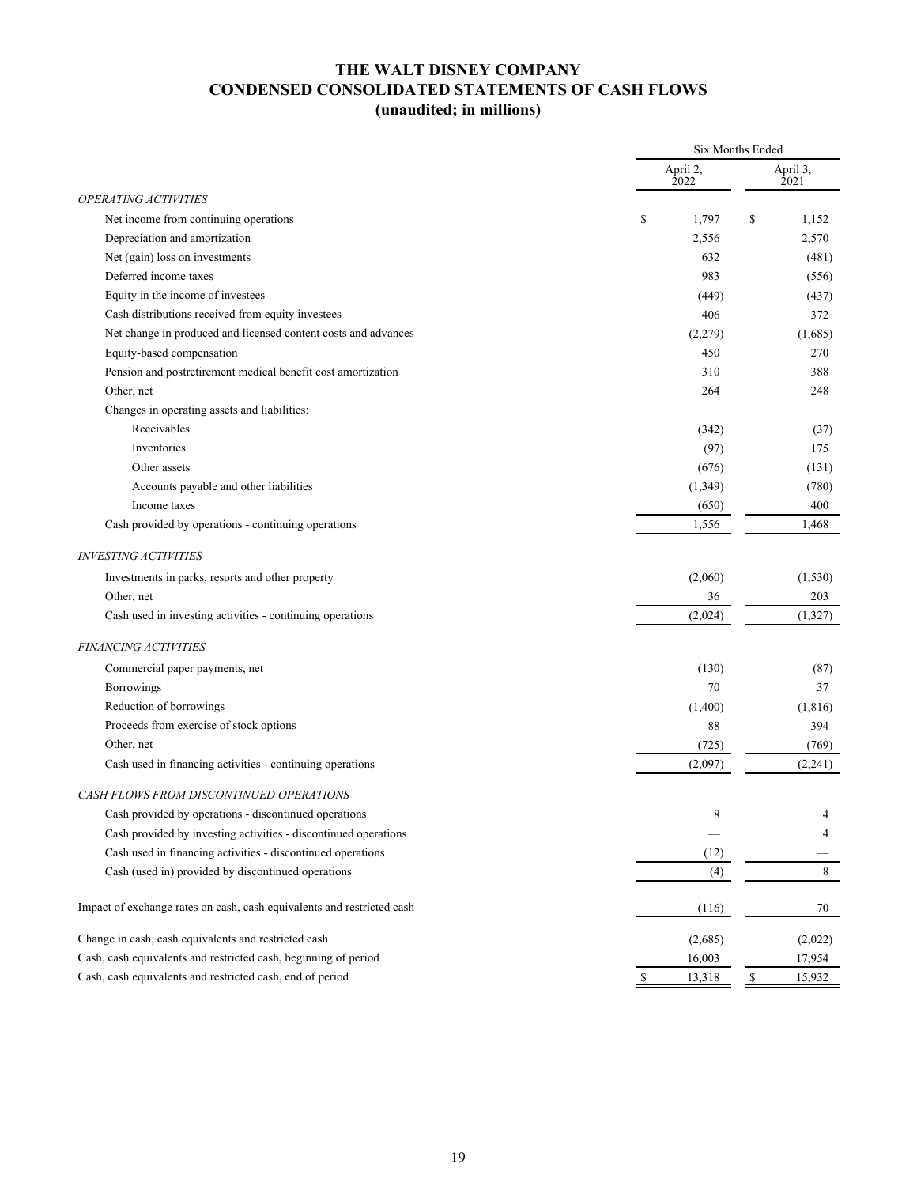# THE WALT DISNEY COMPANY
## CONDENSED CONSOLIDATED STATEMENTS OF CASH FLOWS
### (unaudited; in millions)

| | Six Months Ended | |
|---|---|---|
| | April 2, 2022 | April 3, 2021 |
| *OPERATING ACTIVITIES* | | |
| Net income from continuing operations | $ 1,797 | $ 1,152 |
| Depreciation and amortization | 2,556 | 2,570 |
| Net (gain) loss on investments | 632 | (481) |
| Deferred income taxes | 983 | (556) |
| Equity in the income of investees | (449) | (437) |
| Cash distributions received from equity investees | 406 | 372 |
| Net change in produced and licensed content costs and advances | (2,279) | (1,685) |
| Equity-based compensation | 450 | 270 |
| Pension and postretirement medical benefit cost amortization | 310 | 388 |
| Other, net | 264 | 248 |
| Changes in operating assets and liabilities: | | |
| Receivables | (342) | (37) |
| Inventories | (97) | 175 |
| Other assets | (676) | (131) |
| Accounts payable and other liabilities | (1,349) | (780) |
| Income taxes | (650) | 400 |
| Cash provided by operations - continuing operations | 1,556 | 1,468 |
| *INVESTING ACTIVITIES* | | |
| Investments in parks, resorts and other property | (2,060) | (1,530) |
| Other, net | 36 | 203 |
| Cash used in investing activities - continuing operations | (2,024) | (1,327) |
| *FINANCING ACTIVITIES* | | |
| Commercial paper payments, net | (130) | (87) |
| Borrowings | 70 | 37 |
| Reduction of borrowings | (1,400) | (1,816) |
| Proceeds from exercise of stock options | 88 | 394 |
| Other, net | (725) | (769) |
| Cash used in financing activities - continuing operations | (2,097) | (2,241) |
| *CASH FLOWS FROM DISCONTINUED OPERATIONS* | | |
| Cash provided by operations - discontinued operations | 8 | 4 |
| Cash provided by investing activities - discontinued operations | — | 4 |
| Cash used in financing activities - discontinued operations | (12) | — |
| Cash (used in) provided by discontinued operations | (4) | 8 |
| Impact of exchange rates on cash, cash equivalents and restricted cash | (116) | 70 |
| Change in cash, cash equivalents and restricted cash | (2,685) | (2,022) |
| Cash, cash equivalents and restricted cash, beginning of period | 16,003 | 17,954 |
| Cash, cash equivalents and restricted cash, end of period | $ 13,318 | $ 15,932 |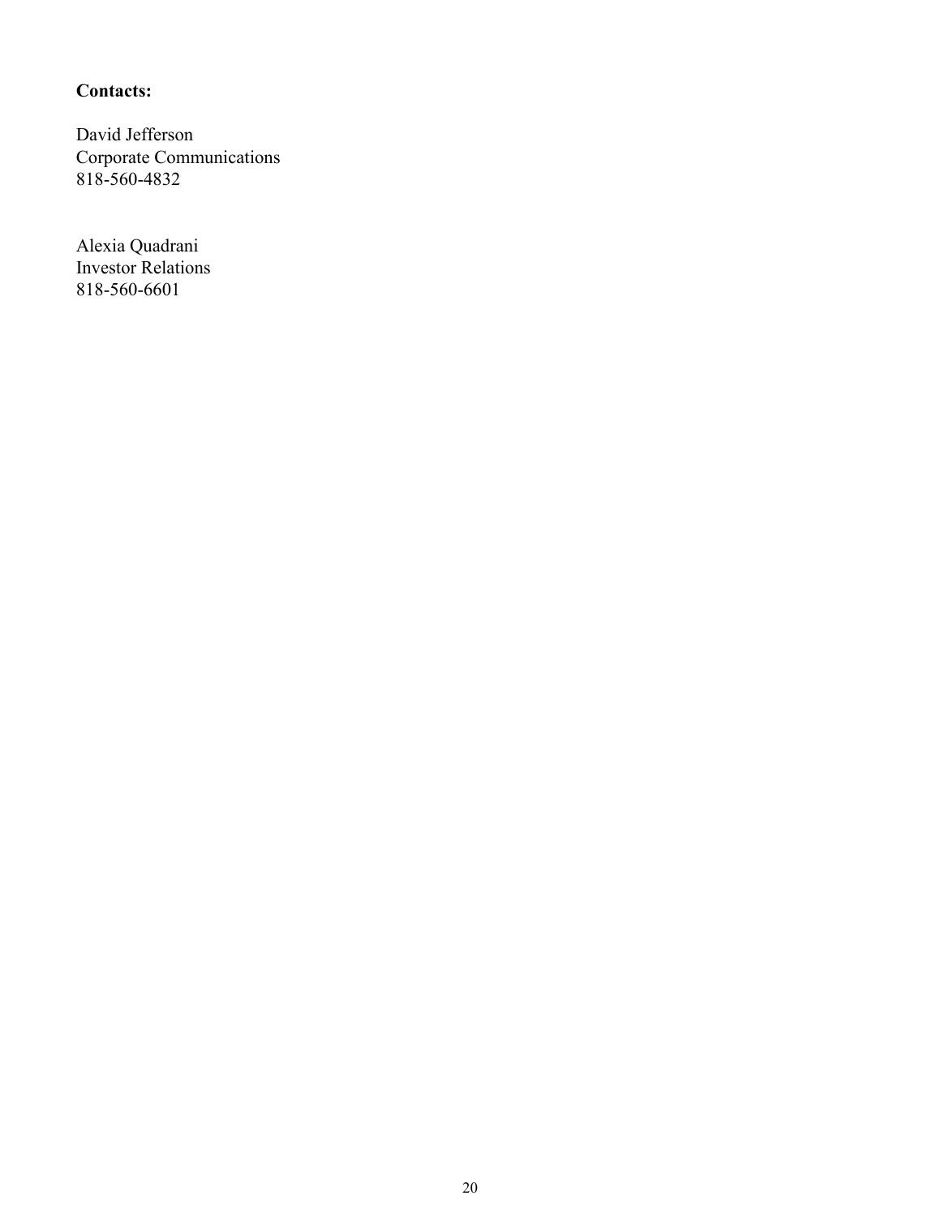**Contacts:**

David Jefferson
Corporate Communications
818-560-4832

Alexia Quadrani
Investor Relations
818-560-6601